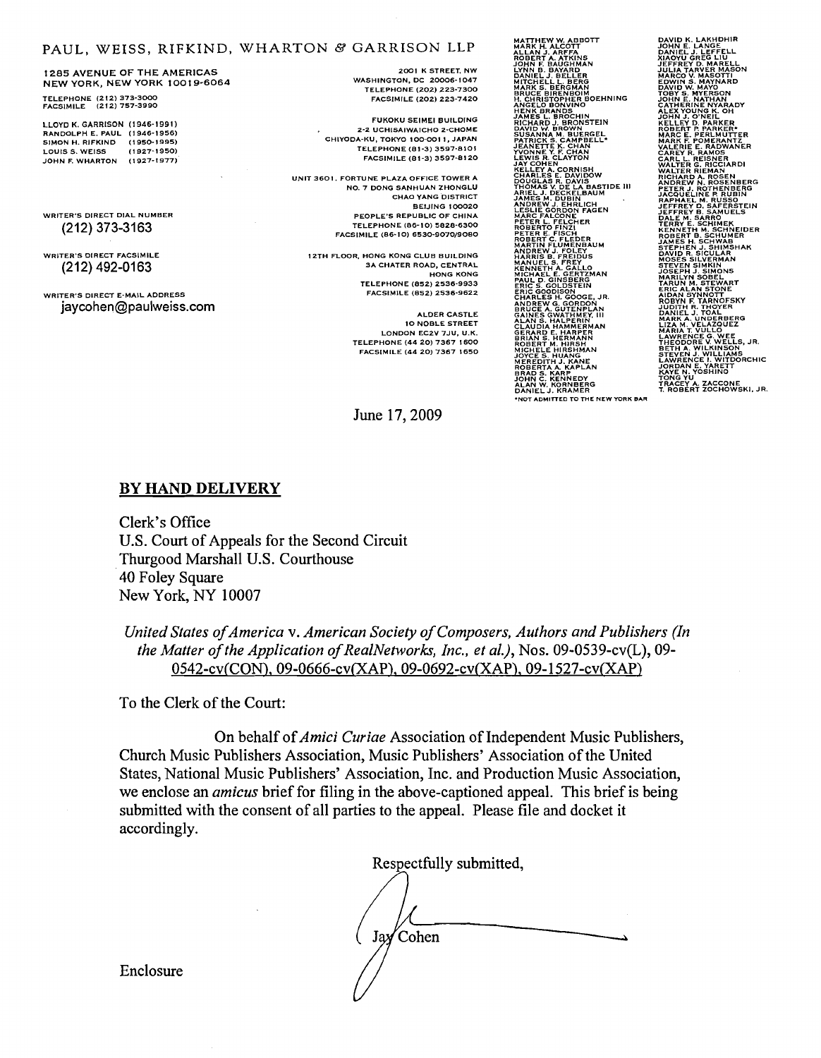PAUL, WEISS, RIFKIND, WHARTON & GARRISON LLP

1285 AVENUE OF THE AMERICAS
NEW YORK, NEW YORK 10019-6064

TELEPHONE (212) 373-3000
FACSIMILE (212) 757-3990

LLOYD K. GARRISON (1946-1991)
RANDOLPH E. PAUL (1946-1956)
SIMON H. RIFKIND (1950-1995)
LOUIS S. WEISS (1927-1950)
JOHN F. WHARTON (1927-1977)

WRITER'S DIRECT DIAL NUMBER
(212) 373-3163

WRITER'S DIRECT FACSIMILE
(212) 492-0163

WRITER'S DIRECT E-MAIL ADDRESS
jaycohen@paulweiss.com

2001 K STREET, NW
WASHINGTON, DC 20006-1047
TELEPHONE (202) 223-7300
FACSIMILE (202) 223-7420

FUKOKU SEIMEI BUILDING
2-2 UCHISAIWAICHO 2-CHOME
CHIYODA-KU, TOKYO 100-0011, JAPAN
TELEPHONE (81-3) 3597-8101
FACSIMILE (81-3) 3597-8120

UNIT 3601, FORTUNE PLAZA OFFICE TOWER A
NO. 7 DONG SANHUAN ZHONGLU
CHAO YANG DISTRICT
BEIJING 100020
PEOPLE'S REPUBLIC OF CHINA
TELEPHONE (86-10) 5828-6300
FACSIMILE (86-10) 6530-9070/9080

12TH FLOOR, HONG KONG CLUB BUILDING
3A CHATER ROAD, CENTRAL
HONG KONG
TELEPHONE (852) 2536-9933
FACSIMILE (852) 2536-9622

ALDER CASTLE
10 NOBLE STREET
LONDON EC2V 7JU, U.K.
TELEPHONE (44 20) 7367 1600
FACSIMILE (44 20) 7367 1650

MATTHEW W. ABBOTT
MARK H. ALCOTT
ALLAN J. ARFFA
ROBERT A. ATKINS
JOHN F. BAUGHMAN
LYNN B. BAYARD
DANIEL J. BELLER
MITCHELL L. BERG
MARK S. BERGMAN
BRUCE BIRENBOIM
H. CHRISTOPHER BOEHNING
ANGELO BONVINO
HENK BRANDS
JAMES L. BROCHIN
RICHARD J. BRONSTEIN
DAVID W. BROWN
SUSANNA M. BUERGEL
PATRICK S. CAMPBELL*
JEANETTE K. CHAN
YVONNE Y. F. CHAN
LEWIS R. CLAYTON
JAY COHEN
KELLEY A. CORNISH
CHARLES E. DAVIDOW
DOUGLAS R. DAVIS
THOMAS V. DE LA BASTIDE III
ARIEL J. DECKELBAUM
JAMES M. DUBIN
ANDREW J. EHRLICH
LESLIE GORDON FAGEN
MARC FALCONE
PETER L. FELCHER
ROBERTO FINZI
PETER E. FISCH
ROBERT C. FLEDER
MARTIN FLUMENBAUM
ANDREW J. FOLEY
HARRIS B. FREIDUS
MANUEL S. FREY
KENNETH A. GALLO
MICHAEL E. GERTZMAN
PAUL D. GINSBERG
ERIC S. GOLDSTEIN
ERIC GOODISON
CHARLES H. GOOGE, JR.
ANDREW G. GORDON
BRUCE A. GUTENPLAN
GAINES GWATHMEY, III
ALAN S. HALPERIN
CLAUDIA HAMMERMAN
GERARD E. HARPER
BRIAN S. HERMANN
ROBERT M. HIRSH
MICHELE HIRSHMAN
JOYCE S. HUANG
MEREDITH J. KANE
ROBERTA A. KAPLAN
BRAD S. KARP
JOHN C. KENNEDY
ALAN W. KORNBERG
DANIEL J. KRAMER
DAVID K. LAKHDHIR
JOHN E. LANGE
DANIEL J. LEFFELL
XIAOYU GREG LIU
JEFFREY D. MARELL
JULIA TARVER MASON
MARCO V. MASOTTI
EDWIN S. MAYNARD
DAVID W. MAYO
TOBY S. MYERSON
JOHN E. NATHAN
CATHERINE NYARADY
ALEX YOUNG K. OH
JOHN J. O'NEIL
KELLEY D. PARKER
ROBERT P. PARKER*
MARC E. PERLMUTTER
MARK F. POMERANTZ
VALERIE E. RADWANER
CAREY R. RAMOS
CARL L. REISNER
WALTER G. RICCIARDI
WALTER RIEMAN
RICHARD A. ROSEN
ANDREW N. ROSENBERG
PETER J. ROTHENBERG
JACQUELINE P. RUBIN
RAPHAEL M. RUSSO
JEFFREY D. SAFERSTEIN
JEFFREY B. SAMUELS
DALE M. SARRO
TERRY E. SCHIMEK
KENNETH M. SCHNEIDER
ROBERT B. SCHUMER
JAMES H. SCHWAB
STEPHEN J. SHIMSHAK
DAVID R. SICULAR
MOSES SILVERMAN
STEVEN SIMKIN
JOSEPH J. SIMONS
MARILYN SOBEL
TARUN M. STEWART
ERIC ALAN STONE
AIDAN SYNNOTT
ROBYN F. TARNOFSKY
JUDITH R. THOYER
DANIEL J. TOAL
MARK A. UNDERBERG
LIZA M. VELAZQUEZ
MARIA T. VULLO
LAWRENCE G. WEE
THEODORE V. WELLS, JR.
BETH A. WILKINSON
STEVEN J. WILLIAMS
LAWRENCE I. WITDORCHIC
JORDAN E. YARETT
KAYE N. YOSHINO
TONG YU
TRACEY A. ZACCONE
T. ROBERT ZOCHOWSKI, JR.

*NOT ADMITTED TO THE NEW YORK BAR

June 17, 2009

**BY HAND DELIVERY**

Clerk's Office
U.S. Court of Appeals for the Second Circuit
Thurgood Marshall U.S. Courthouse
40 Foley Square
New York, NY 10007

*United States of America* v. *American Society of Composers, Authors and Publishers (In the Matter of the Application of RealNetworks, Inc., et al.)*, Nos. 09-0539-cv(L), 09-0542-cv(CON), 09-0666-cv(XAP), 09-0692-cv(XAP), 09-1527-cv(XAP)

To the Clerk of the Court:

On behalf of *Amici Curiae* Association of Independent Music Publishers, Church Music Publishers Association, Music Publishers' Association of the United States, National Music Publishers' Association, Inc. and Production Music Association, we enclose an *amicus* brief for filing in the above-captioned appeal. This brief is being submitted with the consent of all parties to the appeal. Please file and docket it accordingly.

Respectfully submitted,

Jay Cohen

Enclosure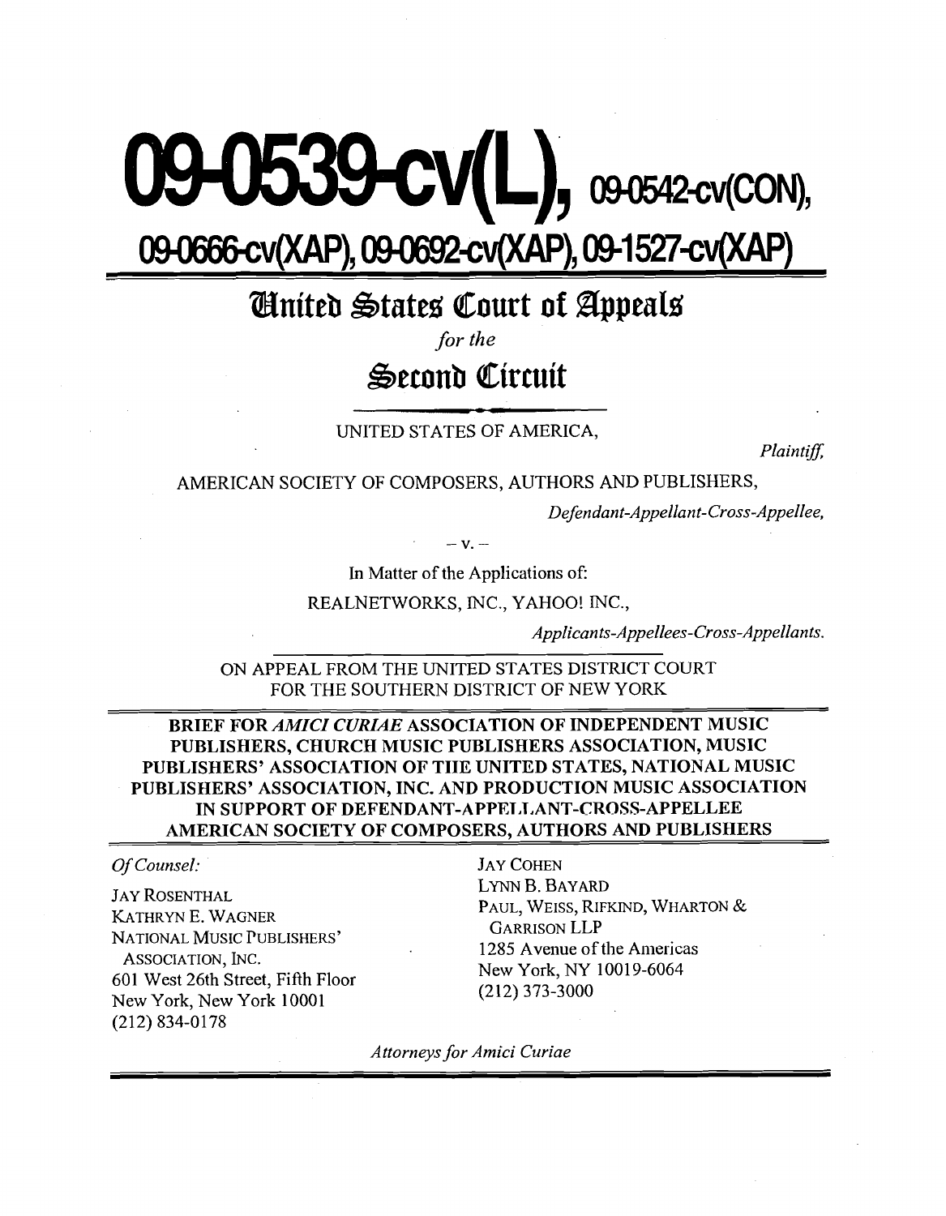# 09-0539-cv(L), 09-0542-cv(CON), 09-0666-cv(XAP), 09-0692-cv(XAP), 09-1527-cv(XAP)

## United States Court of Appeals

*for the*

## Second Circuit

UNITED STATES OF AMERICA,

*Plaintiff,*

AMERICAN SOCIETY OF COMPOSERS, AUTHORS AND PUBLISHERS,

*Defendant-Appellant-Cross-Appellee,*

– v. –

In Matter of the Applications of:

REALNETWORKS, INC., YAHOO! INC.,

*Applicants-Appellees-Cross-Appellants.*

ON APPEAL FROM THE UNITED STATES DISTRICT COURT FOR THE SOUTHERN DISTRICT OF NEW YORK

**BRIEF FOR *AMICI CURIAE* ASSOCIATION OF INDEPENDENT MUSIC PUBLISHERS, CHURCH MUSIC PUBLISHERS ASSOCIATION, MUSIC PUBLISHERS' ASSOCIATION OF THE UNITED STATES, NATIONAL MUSIC PUBLISHERS' ASSOCIATION, INC. AND PRODUCTION MUSIC ASSOCIATION IN SUPPORT OF DEFENDANT-APPELLANT-CROSS-APPELLEE AMERICAN SOCIETY OF COMPOSERS, AUTHORS AND PUBLISHERS**

*Of Counsel:*

JAY ROSENTHAL
KATHRYN E. WAGNER
NATIONAL MUSIC PUBLISHERS' ASSOCIATION, INC.
601 West 26th Street, Fifth Floor
New York, New York 10001
(212) 834-0178

JAY COHEN
LYNN B. BAYARD
PAUL, WEISS, RIFKIND, WHARTON & GARRISON LLP
1285 Avenue of the Americas
New York, NY 10019-6064
(212) 373-3000

*Attorneys for Amici Curiae*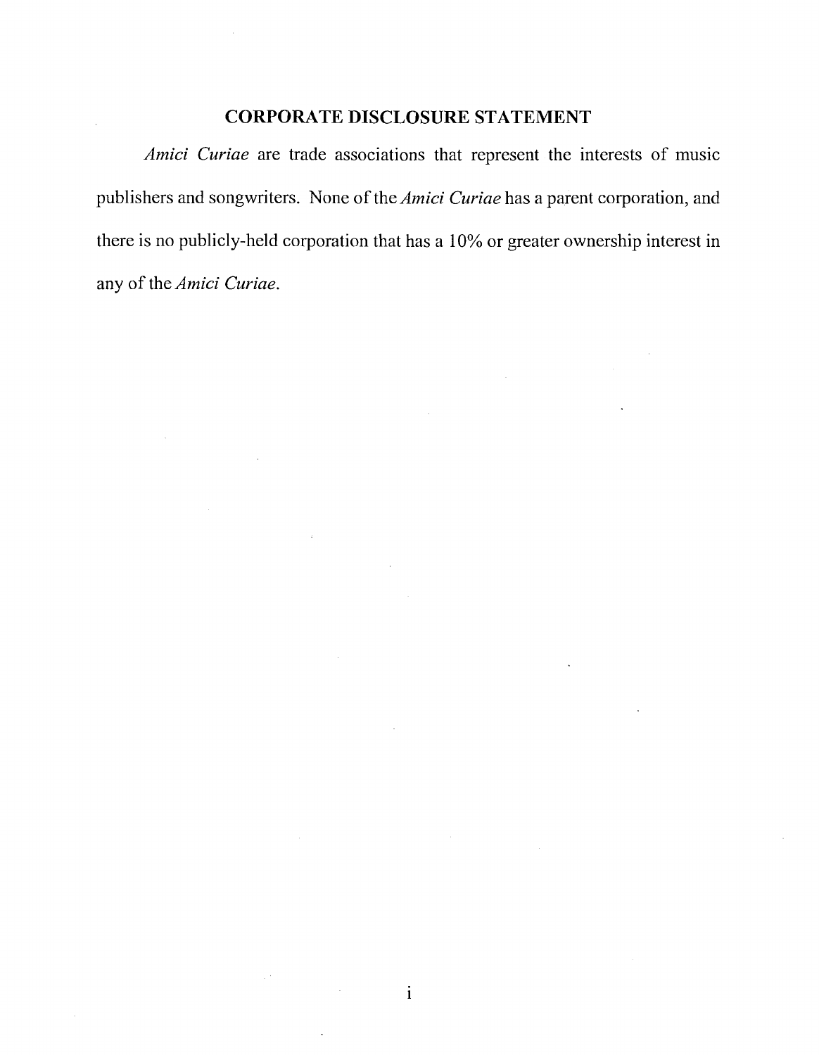## CORPORATE DISCLOSURE STATEMENT

*Amici Curiae* are trade associations that represent the interests of music publishers and songwriters. None of the *Amici Curiae* has a parent corporation, and there is no publicly-held corporation that has a 10% or greater ownership interest in any of the *Amici Curiae*.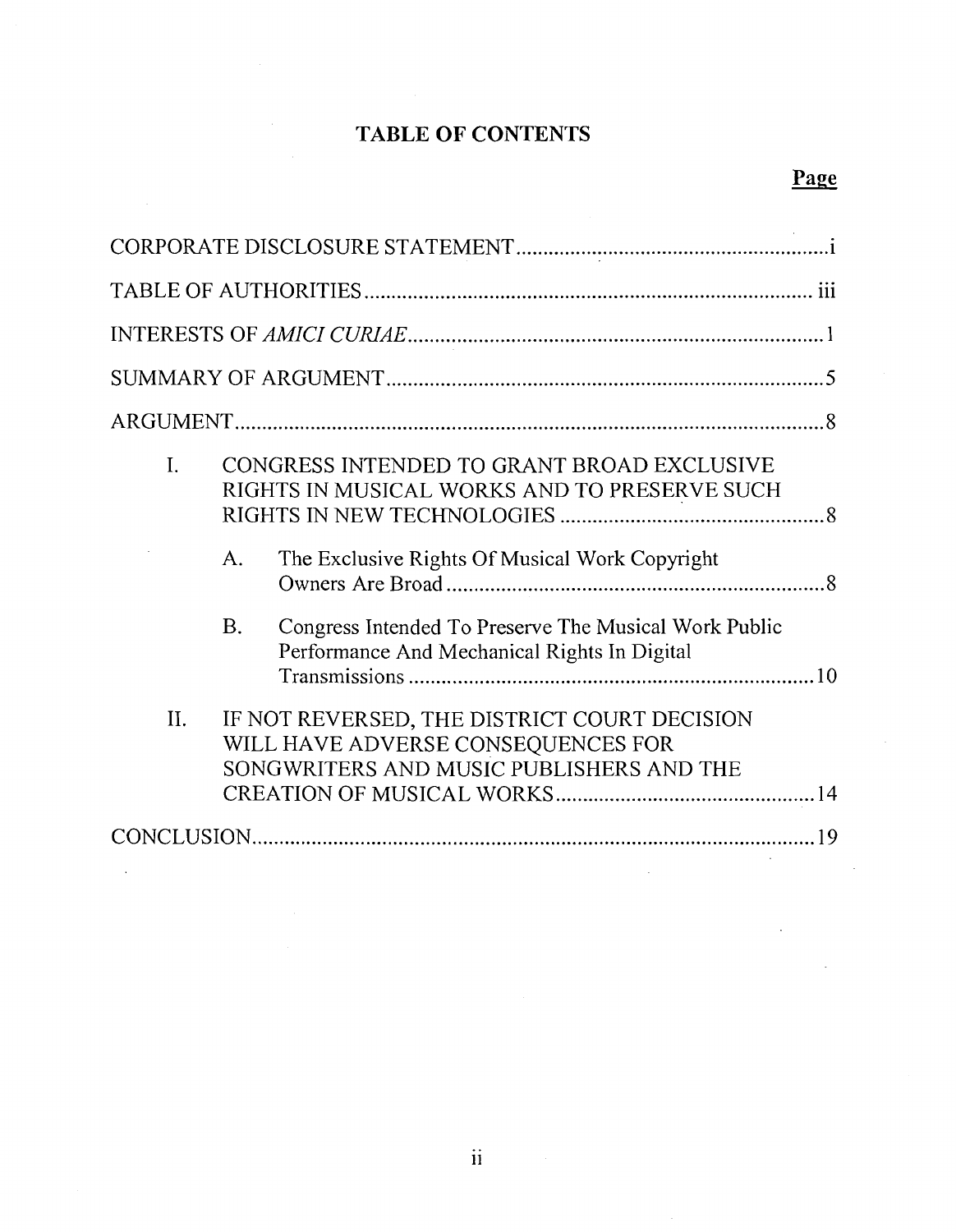# TABLE OF CONTENTS

**Page**

CORPORATE DISCLOSURE STATEMENT ........................................................ i

TABLE OF AUTHORITIES ........................................................................ iii

INTERESTS OF *AMICI CURIAE* ................................................................ 1

SUMMARY OF ARGUMENT ........................................................................ 5

ARGUMENT ............................................................................................ 8

I. CONGRESS INTENDED TO GRANT BROAD EXCLUSIVE RIGHTS IN MUSICAL WORKS AND TO PRESERVE SUCH RIGHTS IN NEW TECHNOLOGIES ........................................ 8

   A. The Exclusive Rights Of Musical Work Copyright Owners Are Broad ........................................................ 8

   B. Congress Intended To Preserve The Musical Work Public Performance And Mechanical Rights In Digital Transmissions ........................................................ 10

II. IF NOT REVERSED, THE DISTRICT COURT DECISION WILL HAVE ADVERSE CONSEQUENCES FOR SONGWRITERS AND MUSIC PUBLISHERS AND THE CREATION OF MUSICAL WORKS ........................................ 14

CONCLUSION ......................................................................................... 19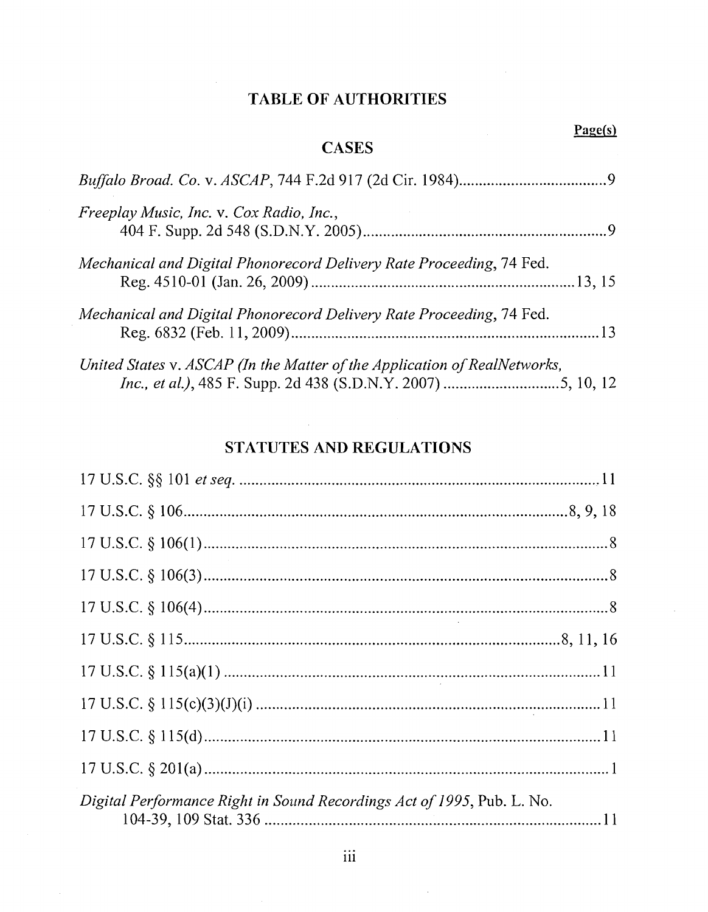# TABLE OF AUTHORITIES

**Page(s)**

## CASES

*Buffalo Broad. Co.* v. *ASCAP*, 744 F.2d 917 (2d Cir. 1984) .................................... 9

*Freeplay Music, Inc.* v. *Cox Radio, Inc.*, 404 F. Supp. 2d 548 (S.D.N.Y. 2005) .................................... 9

*Mechanical and Digital Phonorecord Delivery Rate Proceeding*, 74 Fed. Reg. 4510-01 (Jan. 26, 2009) .................................... 13, 15

*Mechanical and Digital Phonorecord Delivery Rate Proceeding*, 74 Fed. Reg. 6832 (Feb. 11, 2009) .................................... 13

*United States* v. *ASCAP (In the Matter of the Application of RealNetworks, Inc., et al.)*, 485 F. Supp. 2d 438 (S.D.N.Y. 2007) .................................... 5, 10, 12

## STATUTES AND REGULATIONS

17 U.S.C. §§ 101 *et seq.* .................................... 11

17 U.S.C. § 106 .................................... 8, 9, 18

17 U.S.C. § 106(1) .................................... 8

17 U.S.C. § 106(3) .................................... 8

17 U.S.C. § 106(4) .................................... 8

17 U.S.C. § 115 .................................... 8, 11, 16

17 U.S.C. § 115(a)(1) .................................... 11

17 U.S.C. § 115(c)(3)(J)(i) .................................... 11

17 U.S.C. § 115(d) .................................... 11

17 U.S.C. § 201(a) .................................... 1

*Digital Performance Right in Sound Recordings Act of 1995*, Pub. L. No. 104-39, 109 Stat. 336 .................................... 11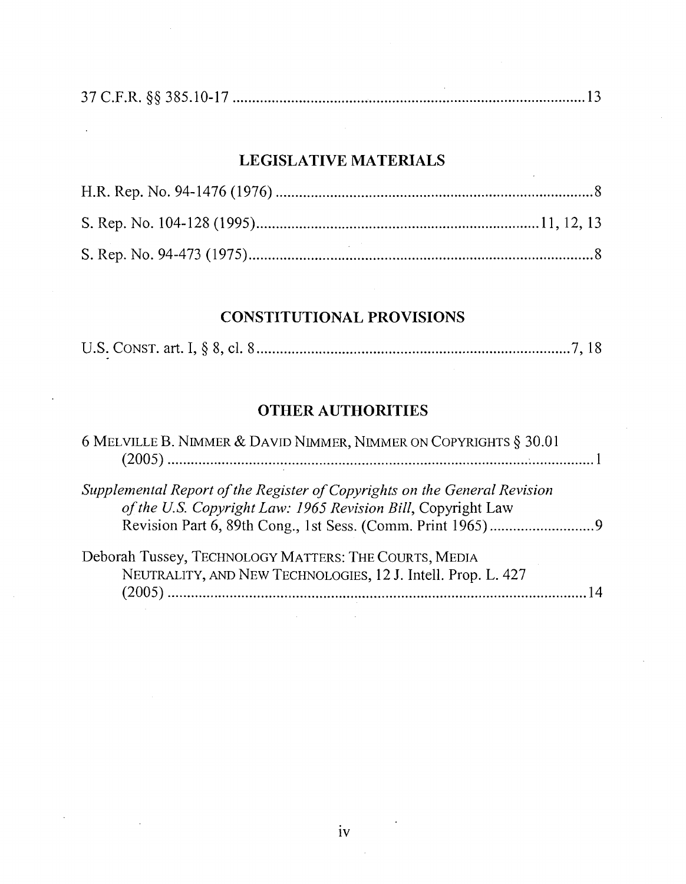37 C.F.R. §§ 385.10-17 .......................................................................................... 13

## LEGISLATIVE MATERIALS

H.R. Rep. No. 94-1476 (1976) .................................................................................. 8

S. Rep. No. 104-128 (1995)......................................................................... 11, 12, 13

S. Rep. No. 94-473 (1975).......................................................................................... 8

## CONSTITUTIONAL PROVISIONS

U.S. CONST. art. I, § 8, cl. 8 .................................................................................. 7, 18

## OTHER AUTHORITIES

6 MELVILLE B. NIMMER & DAVID NIMMER, NIMMER ON COPYRIGHTS § 30.01 (2005) ................................................................................................................ 1

*Supplemental Report of the Register of Copyrights on the General Revision of the U.S. Copyright Law: 1965 Revision Bill*, Copyright Law Revision Part 6, 89th Cong., 1st Sess. (Comm. Print 1965) ........................... 9

Deborah Tussey, TECHNOLOGY MATTERS: THE COURTS, MEDIA NEUTRALITY, AND NEW TECHNOLOGIES, 12 J. Intell. Prop. L. 427 (2005) ................................................................................................................ 14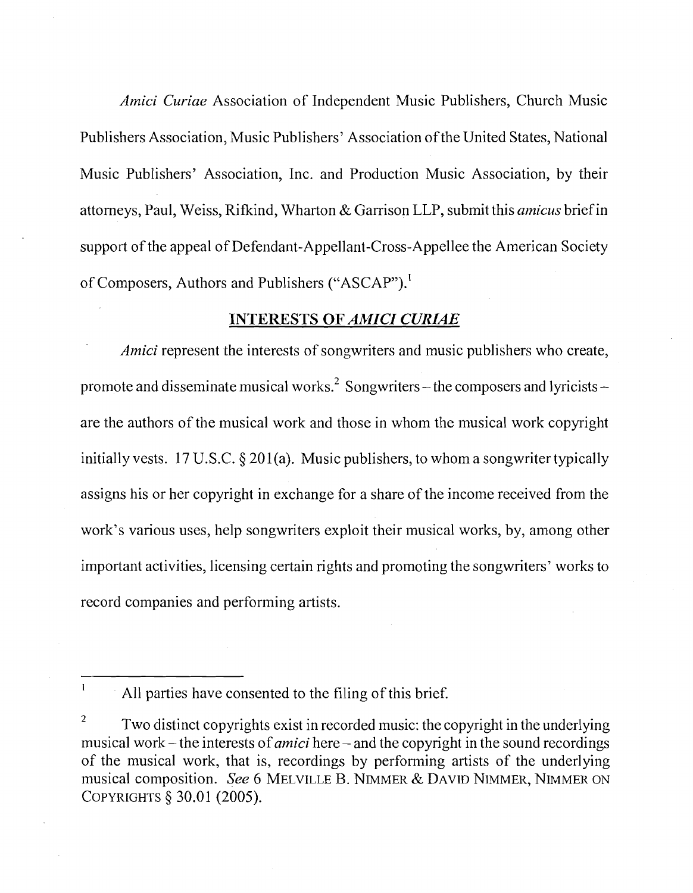*Amici Curiae* Association of Independent Music Publishers, Church Music Publishers Association, Music Publishers' Association of the United States, National Music Publishers' Association, Inc. and Production Music Association, by their attorneys, Paul, Weiss, Rifkind, Wharton & Garrison LLP, submit this *amicus* brief in support of the appeal of Defendant-Appellant-Cross-Appellee the American Society of Composers, Authors and Publishers ("ASCAP").[1]

## INTERESTS OF *AMICI CURIAE*

*Amici* represent the interests of songwriters and music publishers who create, promote and disseminate musical works.[2] Songwriters – the composers and lyricists – are the authors of the musical work and those in whom the musical work copyright initially vests. 17 U.S.C. § 201(a). Music publishers, to whom a songwriter typically assigns his or her copyright in exchange for a share of the income received from the work's various uses, help songwriters exploit their musical works, by, among other important activities, licensing certain rights and promoting the songwriters' works to record companies and performing artists.

---

[1] All parties have consented to the filing of this brief.

[2] Two distinct copyrights exist in recorded music: the copyright in the underlying musical work – the interests of *amici* here – and the copyright in the sound recordings of the musical work, that is, recordings by performing artists of the underlying musical composition. *See* 6 MELVILLE B. NIMMER & DAVID NIMMER, NIMMER ON COPYRIGHTS § 30.01 (2005).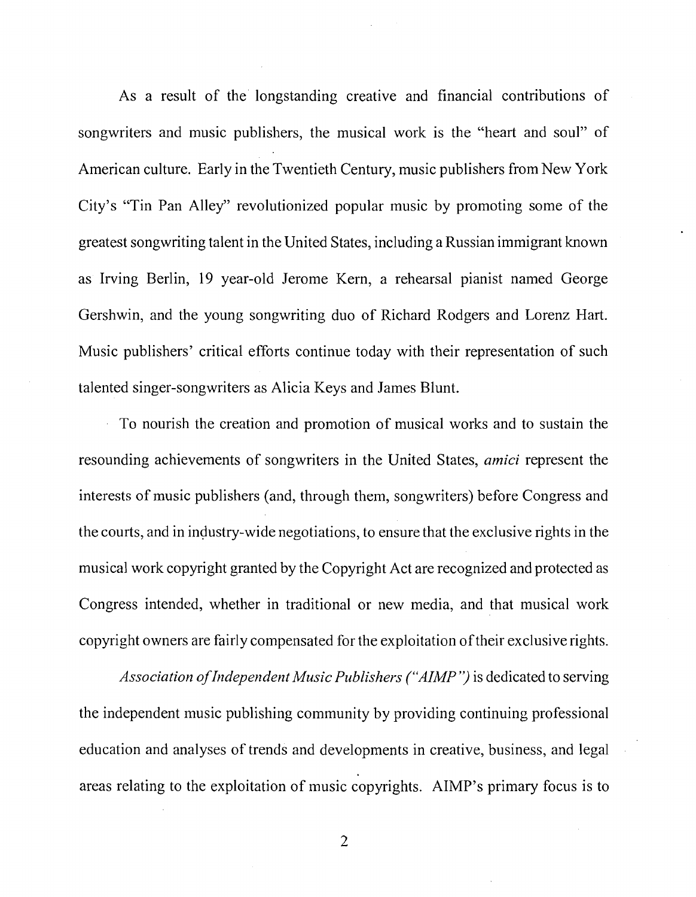As a result of the longstanding creative and financial contributions of songwriters and music publishers, the musical work is the "heart and soul" of American culture. Early in the Twentieth Century, music publishers from New York City's "Tin Pan Alley" revolutionized popular music by promoting some of the greatest songwriting talent in the United States, including a Russian immigrant known as Irving Berlin, 19 year-old Jerome Kern, a rehearsal pianist named George Gershwin, and the young songwriting duo of Richard Rodgers and Lorenz Hart. Music publishers' critical efforts continue today with their representation of such talented singer-songwriters as Alicia Keys and James Blunt.

To nourish the creation and promotion of musical works and to sustain the resounding achievements of songwriters in the United States, *amici* represent the interests of music publishers (and, through them, songwriters) before Congress and the courts, and in industry-wide negotiations, to ensure that the exclusive rights in the musical work copyright granted by the Copyright Act are recognized and protected as Congress intended, whether in traditional or new media, and that musical work copyright owners are fairly compensated for the exploitation of their exclusive rights.

*Association of Independent Music Publishers ("AIMP")* is dedicated to serving the independent music publishing community by providing continuing professional education and analyses of trends and developments in creative, business, and legal areas relating to the exploitation of music copyrights. AIMP's primary focus is to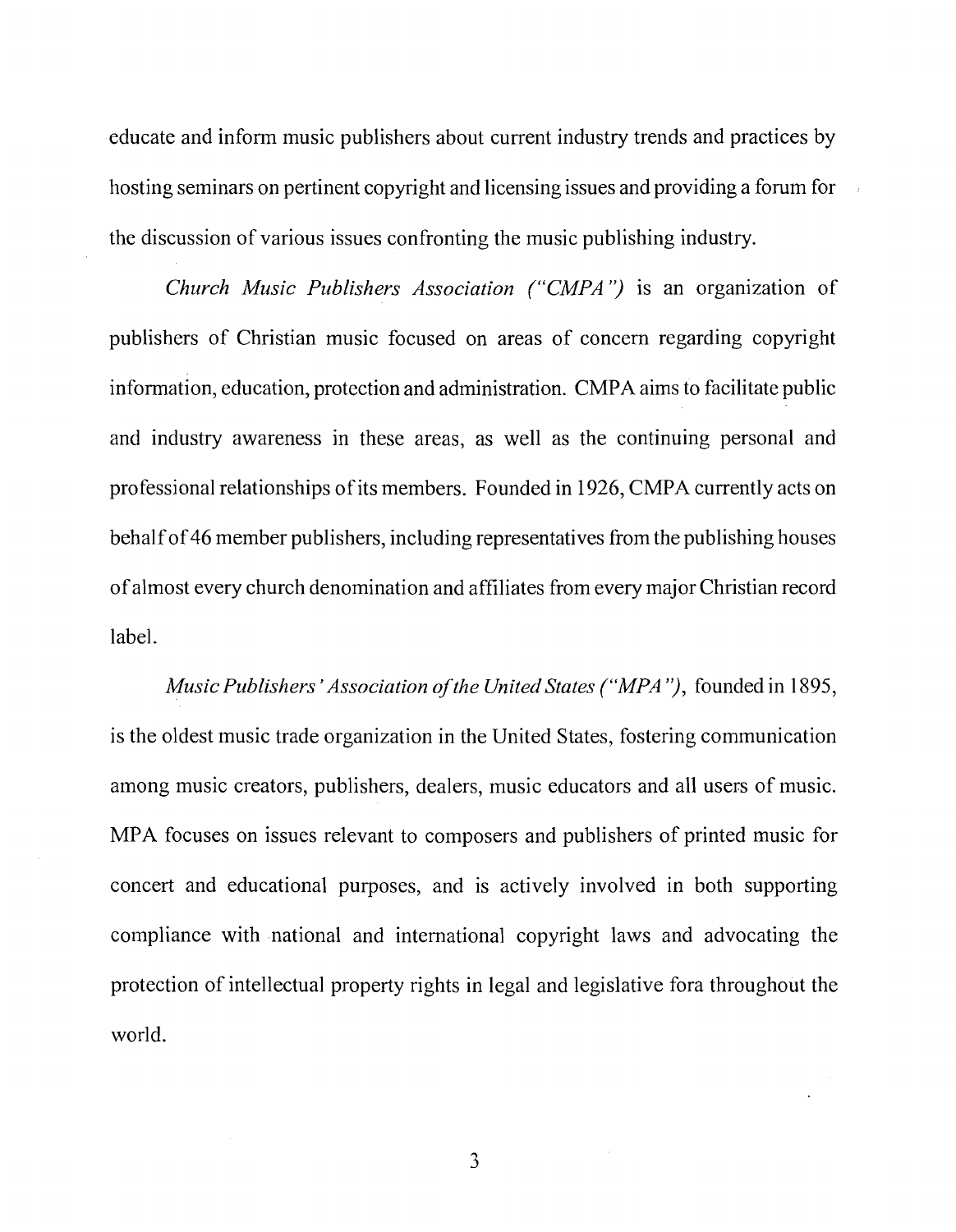educate and inform music publishers about current industry trends and practices by hosting seminars on pertinent copyright and licensing issues and providing a forum for the discussion of various issues confronting the music publishing industry.

*Church Music Publishers Association ("CMPA")* is an organization of publishers of Christian music focused on areas of concern regarding copyright information, education, protection and administration. CMPA aims to facilitate public and industry awareness in these areas, as well as the continuing personal and professional relationships of its members. Founded in 1926, CMPA currently acts on behalf of 46 member publishers, including representatives from the publishing houses of almost every church denomination and affiliates from every major Christian record label.

*Music Publishers' Association of the United States ("MPA")*, founded in 1895, is the oldest music trade organization in the United States, fostering communication among music creators, publishers, dealers, music educators and all users of music. MPA focuses on issues relevant to composers and publishers of printed music for concert and educational purposes, and is actively involved in both supporting compliance with national and international copyright laws and advocating the protection of intellectual property rights in legal and legislative fora throughout the world.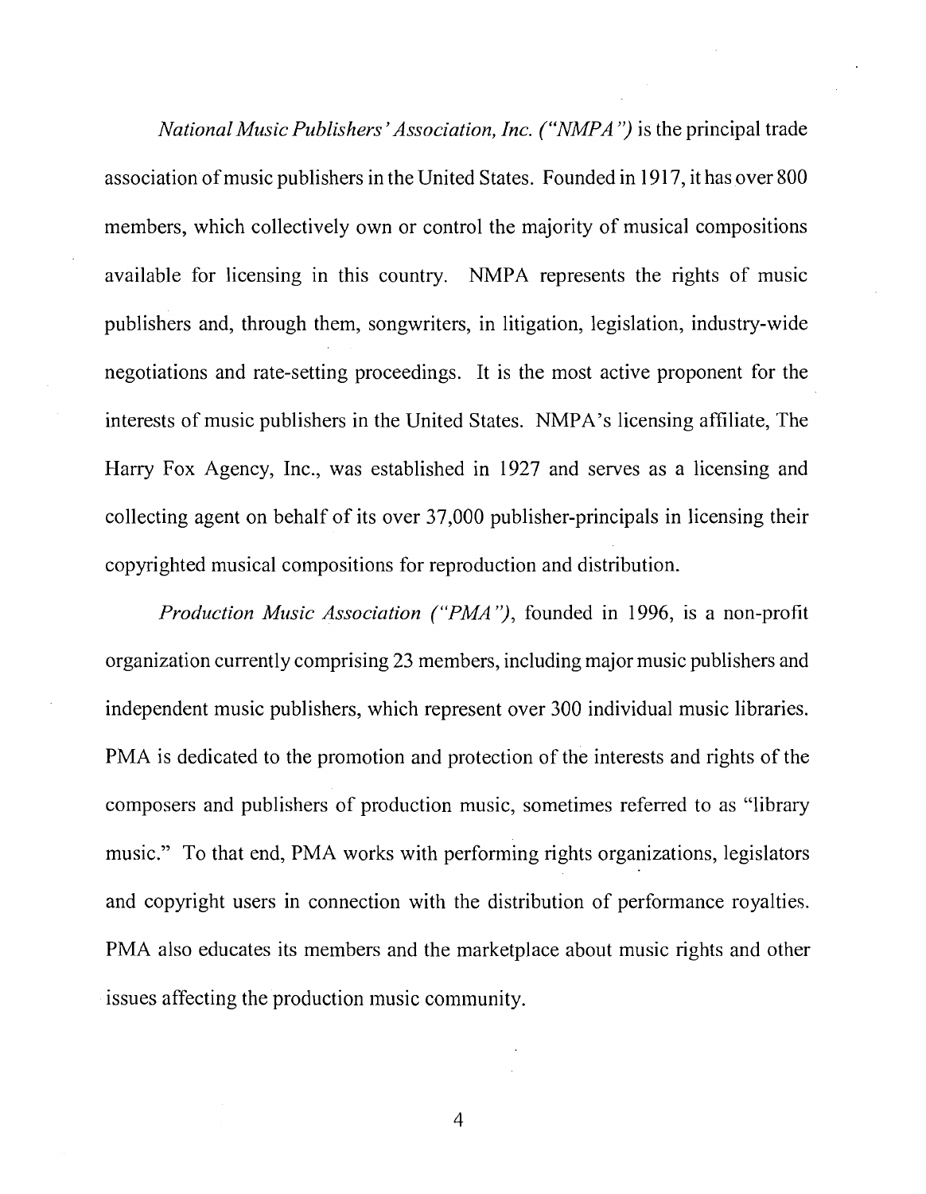*National Music Publishers' Association, Inc. ("NMPA")* is the principal trade association of music publishers in the United States. Founded in 1917, it has over 800 members, which collectively own or control the majority of musical compositions available for licensing in this country. NMPA represents the rights of music publishers and, through them, songwriters, in litigation, legislation, industry-wide negotiations and rate-setting proceedings. It is the most active proponent for the interests of music publishers in the United States. NMPA's licensing affiliate, The Harry Fox Agency, Inc., was established in 1927 and serves as a licensing and collecting agent on behalf of its over 37,000 publisher-principals in licensing their copyrighted musical compositions for reproduction and distribution.

*Production Music Association ("PMA")*, founded in 1996, is a non-profit organization currently comprising 23 members, including major music publishers and independent music publishers, which represent over 300 individual music libraries. PMA is dedicated to the promotion and protection of the interests and rights of the composers and publishers of production music, sometimes referred to as "library music." To that end, PMA works with performing rights organizations, legislators and copyright users in connection with the distribution of performance royalties. PMA also educates its members and the marketplace about music rights and other issues affecting the production music community.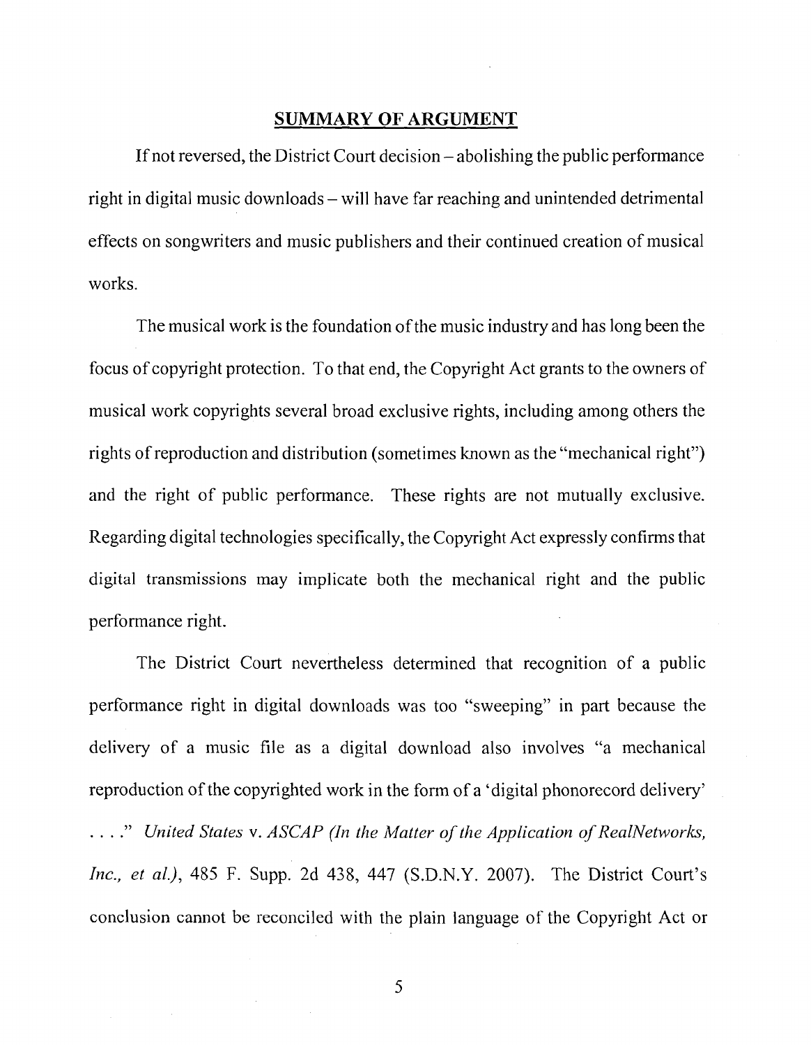## SUMMARY OF ARGUMENT

If not reversed, the District Court decision – abolishing the public performance right in digital music downloads – will have far reaching and unintended detrimental effects on songwriters and music publishers and their continued creation of musical works.

The musical work is the foundation of the music industry and has long been the focus of copyright protection. To that end, the Copyright Act grants to the owners of musical work copyrights several broad exclusive rights, including among others the rights of reproduction and distribution (sometimes known as the "mechanical right") and the right of public performance. These rights are not mutually exclusive. Regarding digital technologies specifically, the Copyright Act expressly confirms that digital transmissions may implicate both the mechanical right and the public performance right.

The District Court nevertheless determined that recognition of a public performance right in digital downloads was too "sweeping" in part because the delivery of a music file as a digital download also involves "a mechanical reproduction of the copyrighted work in the form of a 'digital phonorecord delivery' . . . ." *United States* v. *ASCAP (In the Matter of the Application of RealNetworks, Inc., et al.)*, 485 F. Supp. 2d 438, 447 (S.D.N.Y. 2007). The District Court's conclusion cannot be reconciled with the plain language of the Copyright Act or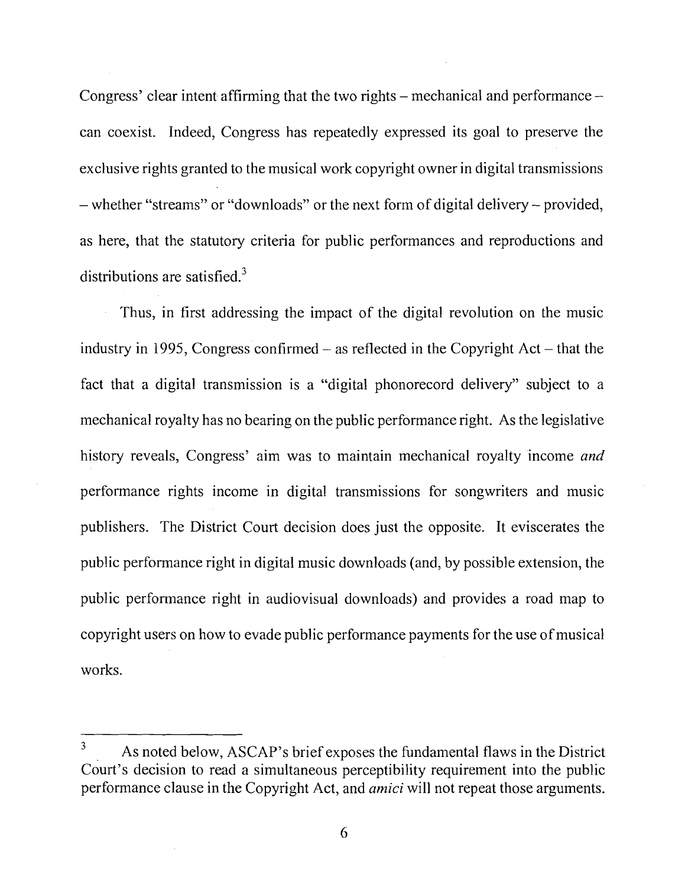Congress' clear intent affirming that the two rights – mechanical and performance – can coexist. Indeed, Congress has repeatedly expressed its goal to preserve the exclusive rights granted to the musical work copyright owner in digital transmissions – whether "streams" or "downloads" or the next form of digital delivery – provided, as here, that the statutory criteria for public performances and reproductions and distributions are satisfied.[3]

Thus, in first addressing the impact of the digital revolution on the music industry in 1995, Congress confirmed – as reflected in the Copyright Act – that the fact that a digital transmission is a "digital phonorecord delivery" subject to a mechanical royalty has no bearing on the public performance right. As the legislative history reveals, Congress' aim was to maintain mechanical royalty income *and* performance rights income in digital transmissions for songwriters and music publishers. The District Court decision does just the opposite. It eviscerates the public performance right in digital music downloads (and, by possible extension, the public performance right in audiovisual downloads) and provides a road map to copyright users on how to evade public performance payments for the use of musical works.

---

[3] As noted below, ASCAP's brief exposes the fundamental flaws in the District Court's decision to read a simultaneous perceptibility requirement into the public performance clause in the Copyright Act, and *amici* will not repeat those arguments.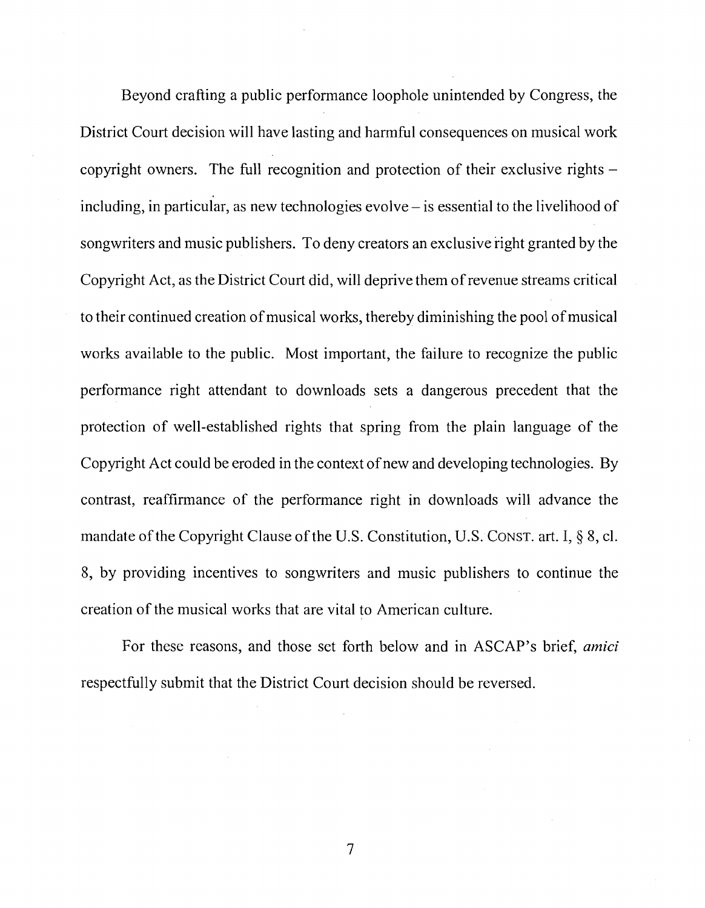Beyond crafting a public performance loophole unintended by Congress, the District Court decision will have lasting and harmful consequences on musical work copyright owners. The full recognition and protection of their exclusive rights – including, in particular, as new technologies evolve – is essential to the livelihood of songwriters and music publishers. To deny creators an exclusive right granted by the Copyright Act, as the District Court did, will deprive them of revenue streams critical to their continued creation of musical works, thereby diminishing the pool of musical works available to the public. Most important, the failure to recognize the public performance right attendant to downloads sets a dangerous precedent that the protection of well-established rights that spring from the plain language of the Copyright Act could be eroded in the context of new and developing technologies. By contrast, reaffirmance of the performance right in downloads will advance the mandate of the Copyright Clause of the U.S. Constitution, U.S. CONST. art. I, § 8, cl. 8, by providing incentives to songwriters and music publishers to continue the creation of the musical works that are vital to American culture.

For these reasons, and those set forth below and in ASCAP's brief, *amici* respectfully submit that the District Court decision should be reversed.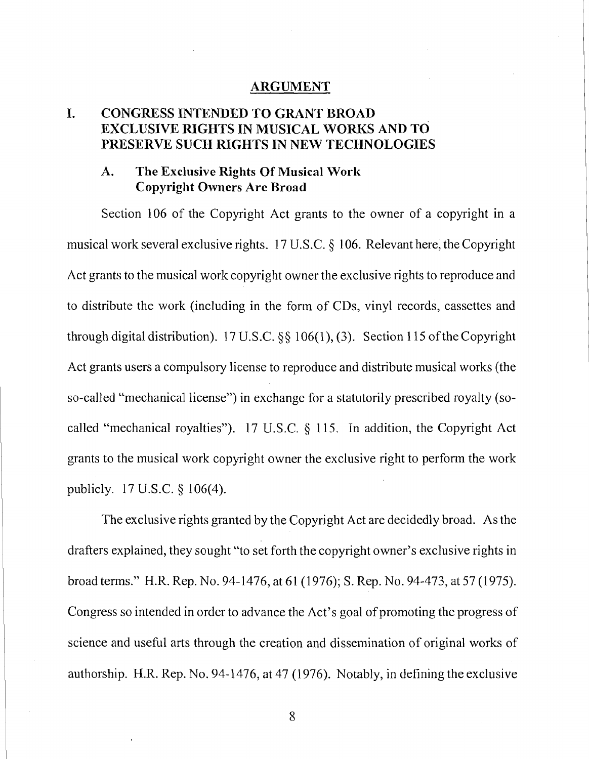## ARGUMENT

### I. CONGRESS INTENDED TO GRANT BROAD EXCLUSIVE RIGHTS IN MUSICAL WORKS AND TO PRESERVE SUCH RIGHTS IN NEW TECHNOLOGIES

#### A. The Exclusive Rights Of Musical Work Copyright Owners Are Broad

Section 106 of the Copyright Act grants to the owner of a copyright in a musical work several exclusive rights. 17 U.S.C. § 106. Relevant here, the Copyright Act grants to the musical work copyright owner the exclusive rights to reproduce and to distribute the work (including in the form of CDs, vinyl records, cassettes and through digital distribution). 17 U.S.C. §§ 106(1), (3). Section 115 of the Copyright Act grants users a compulsory license to reproduce and distribute musical works (the so-called "mechanical license") in exchange for a statutorily prescribed royalty (so-called "mechanical royalties"). 17 U.S.C. § 115. In addition, the Copyright Act grants to the musical work copyright owner the exclusive right to perform the work publicly. 17 U.S.C. § 106(4).

The exclusive rights granted by the Copyright Act are decidedly broad. As the drafters explained, they sought "to set forth the copyright owner's exclusive rights in broad terms." H.R. Rep. No. 94-1476, at 61 (1976); S. Rep. No. 94-473, at 57 (1975). Congress so intended in order to advance the Act's goal of promoting the progress of science and useful arts through the creation and dissemination of original works of authorship. H.R. Rep. No. 94-1476, at 47 (1976). Notably, in defining the exclusive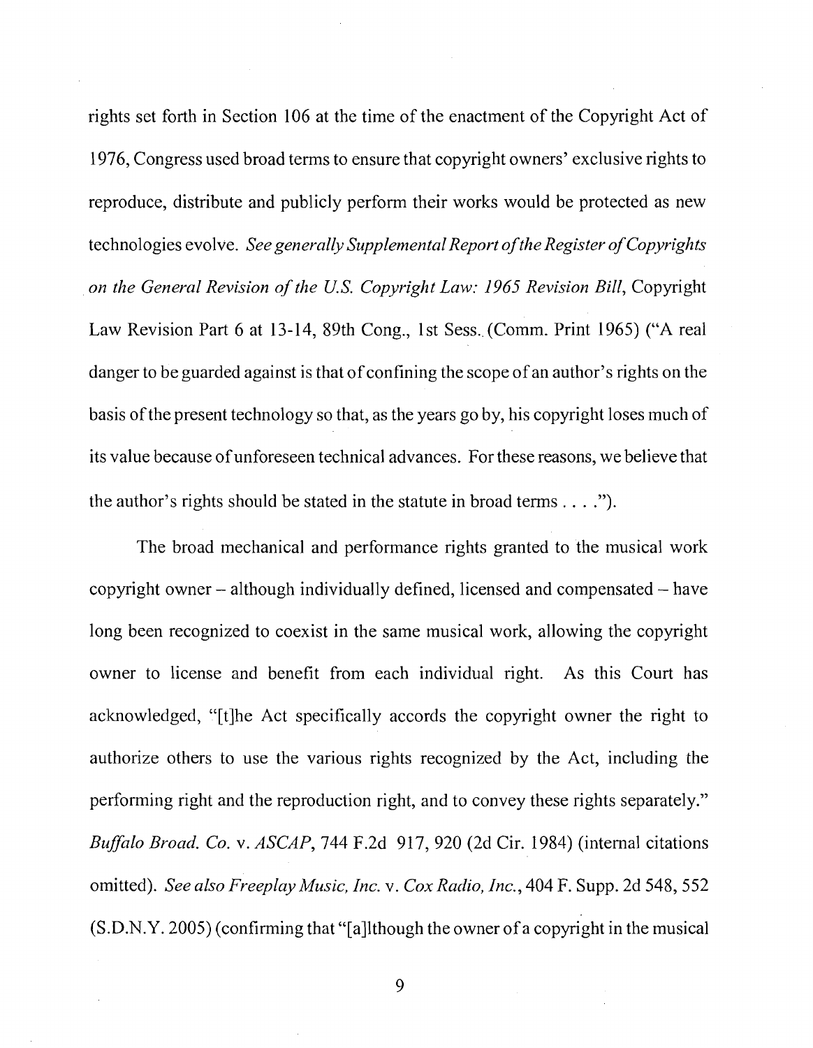rights set forth in Section 106 at the time of the enactment of the Copyright Act of 1976, Congress used broad terms to ensure that copyright owners' exclusive rights to reproduce, distribute and publicly perform their works would be protected as new technologies evolve. *See generally Supplemental Report of the Register of Copyrights on the General Revision of the U.S. Copyright Law: 1965 Revision Bill*, Copyright Law Revision Part 6 at 13-14, 89th Cong., 1st Sess. (Comm. Print 1965) ("A real danger to be guarded against is that of confining the scope of an author's rights on the basis of the present technology so that, as the years go by, his copyright loses much of its value because of unforeseen technical advances. For these reasons, we believe that the author's rights should be stated in the statute in broad terms . . . .").

The broad mechanical and performance rights granted to the musical work copyright owner – although individually defined, licensed and compensated – have long been recognized to coexist in the same musical work, allowing the copyright owner to license and benefit from each individual right. As this Court has acknowledged, "[t]he Act specifically accords the copyright owner the right to authorize others to use the various rights recognized by the Act, including the performing right and the reproduction right, and to convey these rights separately." *Buffalo Broad. Co.* v. *ASCAP*, 744 F.2d 917, 920 (2d Cir. 1984) (internal citations omitted). *See also Freeplay Music, Inc.* v. *Cox Radio, Inc.*, 404 F. Supp. 2d 548, 552 (S.D.N.Y. 2005) (confirming that "[a]lthough the owner of a copyright in the musical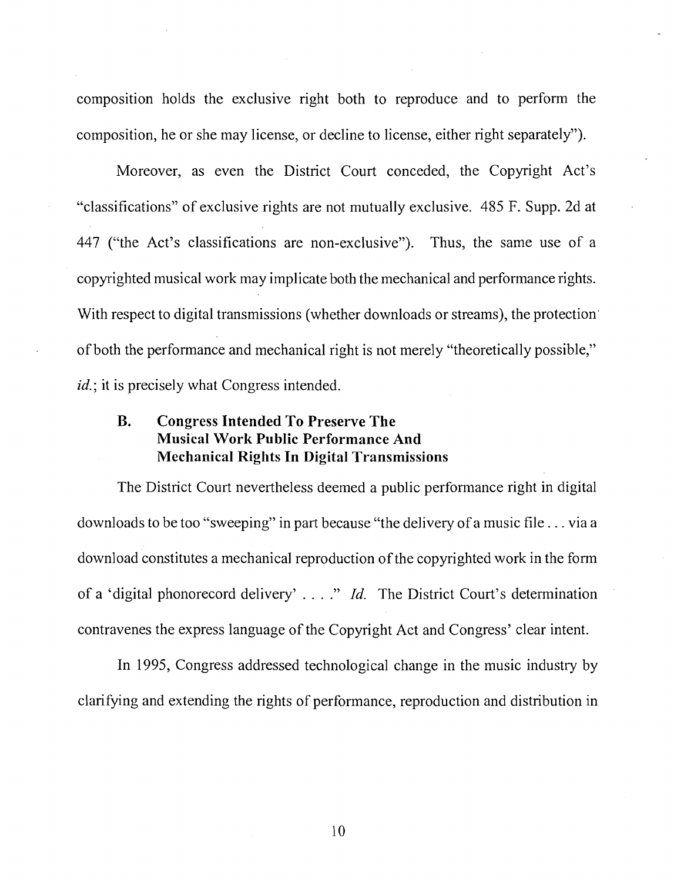composition holds the exclusive right both to reproduce and to perform the composition, he or she may license, or decline to license, either right separately").

Moreover, as even the District Court conceded, the Copyright Act's "classifications" of exclusive rights are not mutually exclusive. 485 F. Supp. 2d at 447 ("the Act's classifications are non-exclusive"). Thus, the same use of a copyrighted musical work may implicate both the mechanical and performance rights. With respect to digital transmissions (whether downloads or streams), the protection of both the performance and mechanical right is not merely "theoretically possible," *id.*; it is precisely what Congress intended.

### B. Congress Intended To Preserve The Musical Work Public Performance And Mechanical Rights In Digital Transmissions

The District Court nevertheless deemed a public performance right in digital downloads to be too "sweeping" in part because "the delivery of a music file . . . via a download constitutes a mechanical reproduction of the copyrighted work in the form of a 'digital phonorecord delivery' . . . ." *Id.* The District Court's determination contravenes the express language of the Copyright Act and Congress' clear intent.

In 1995, Congress addressed technological change in the music industry by clarifying and extending the rights of performance, reproduction and distribution in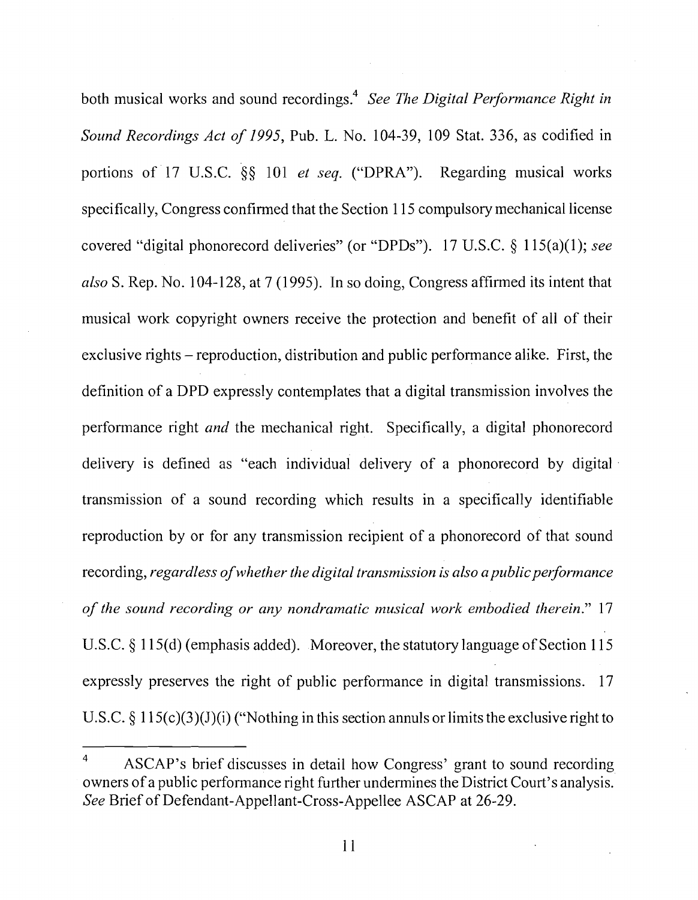both musical works and sound recordings.[4] *See The Digital Performance Right in Sound Recordings Act of 1995*, Pub. L. No. 104-39, 109 Stat. 336, as codified in portions of 17 U.S.C. §§ 101 *et seq.* ("DPRA"). Regarding musical works specifically, Congress confirmed that the Section 115 compulsory mechanical license covered "digital phonorecord deliveries" (or "DPDs"). 17 U.S.C. § 115(a)(1); *see also* S. Rep. No. 104-128, at 7 (1995). In so doing, Congress affirmed its intent that musical work copyright owners receive the protection and benefit of all of their exclusive rights – reproduction, distribution and public performance alike. First, the definition of a DPD expressly contemplates that a digital transmission involves the performance right *and* the mechanical right. Specifically, a digital phonorecord delivery is defined as "each individual delivery of a phonorecord by digital transmission of a sound recording which results in a specifically identifiable reproduction by or for any transmission recipient of a phonorecord of that sound recording, *regardless of whether the digital transmission is also a public performance of the sound recording or any nondramatic musical work embodied therein*." 17 U.S.C. § 115(d) (emphasis added). Moreover, the statutory language of Section 115 expressly preserves the right of public performance in digital transmissions. 17 U.S.C. § 115(c)(3)(J)(i) ("Nothing in this section annuls or limits the exclusive right to

---

[4] ASCAP's brief discusses in detail how Congress' grant to sound recording owners of a public performance right further undermines the District Court's analysis. *See* Brief of Defendant-Appellant-Cross-Appellee ASCAP at 26-29.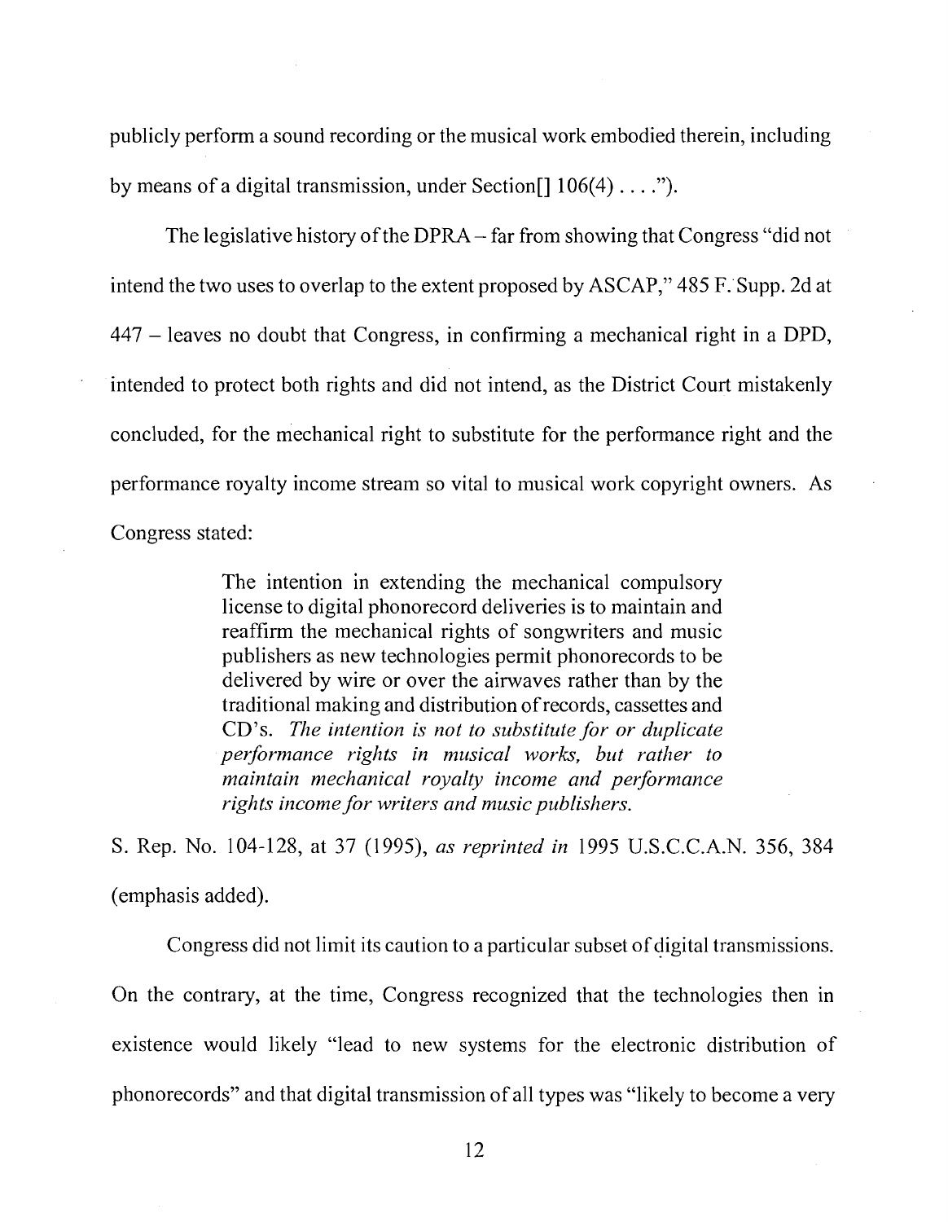publicly perform a sound recording or the musical work embodied therein, including by means of a digital transmission, under Section[] 106(4) . . . .").

The legislative history of the DPRA – far from showing that Congress "did not intend the two uses to overlap to the extent proposed by ASCAP," 485 F. Supp. 2d at 447 – leaves no doubt that Congress, in confirming a mechanical right in a DPD, intended to protect both rights and did not intend, as the District Court mistakenly concluded, for the mechanical right to substitute for the performance right and the performance royalty income stream so vital to musical work copyright owners. As Congress stated:

> The intention in extending the mechanical compulsory license to digital phonorecord deliveries is to maintain and reaffirm the mechanical rights of songwriters and music publishers as new technologies permit phonorecords to be delivered by wire or over the airwaves rather than by the traditional making and distribution of records, cassettes and CD's. *The intention is not to substitute for or duplicate performance rights in musical works, but rather to maintain mechanical royalty income and performance rights income for writers and music publishers.*

S. Rep. No. 104-128, at 37 (1995), *as reprinted in* 1995 U.S.C.C.A.N. 356, 384 (emphasis added).

Congress did not limit its caution to a particular subset of digital transmissions. On the contrary, at the time, Congress recognized that the technologies then in existence would likely "lead to new systems for the electronic distribution of phonorecords" and that digital transmission of all types was "likely to become a very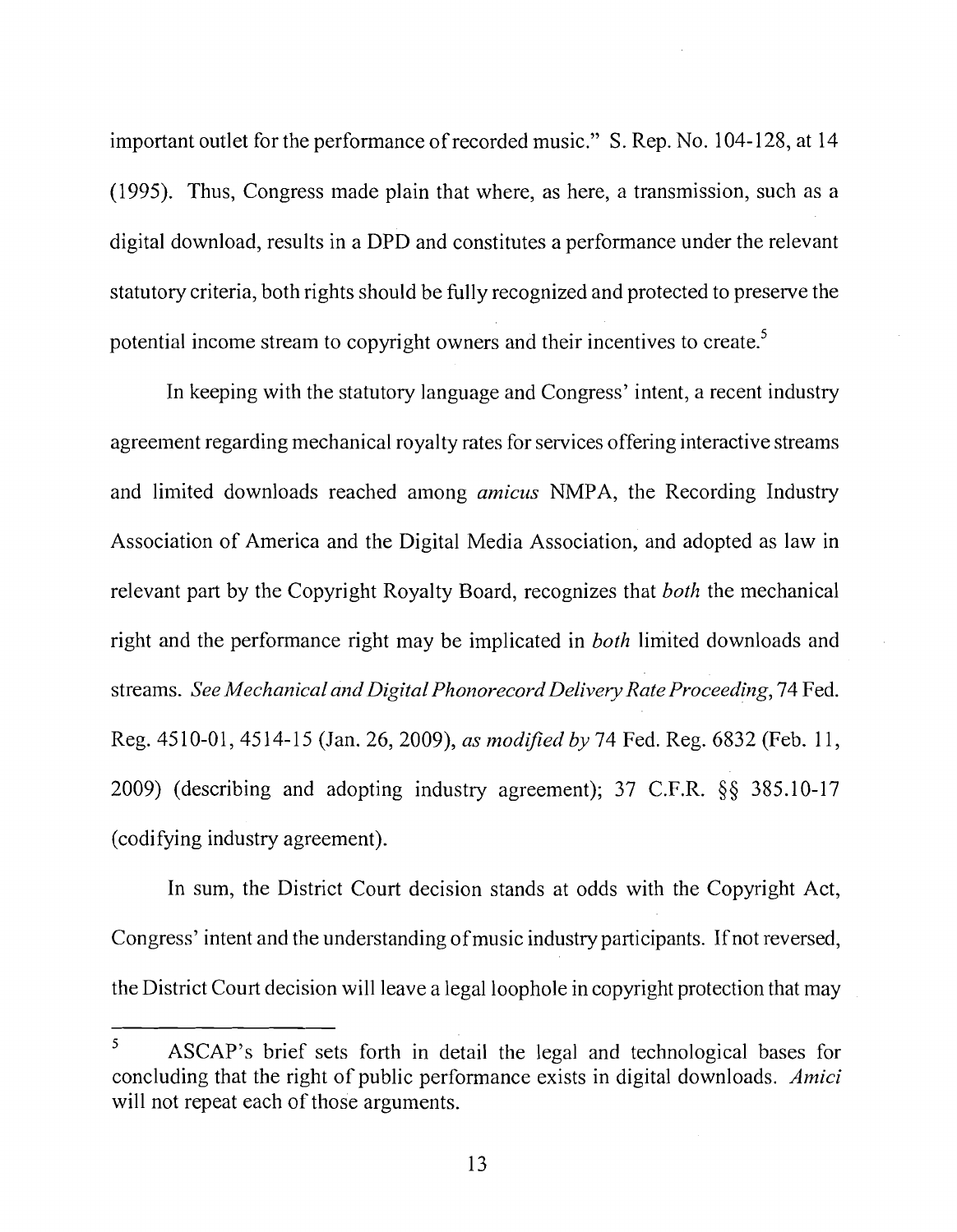important outlet for the performance of recorded music." S. Rep. No. 104-128, at 14 (1995). Thus, Congress made plain that where, as here, a transmission, such as a digital download, results in a DPD and constitutes a performance under the relevant statutory criteria, both rights should be fully recognized and protected to preserve the potential income stream to copyright owners and their incentives to create.[5]

In keeping with the statutory language and Congress' intent, a recent industry agreement regarding mechanical royalty rates for services offering interactive streams and limited downloads reached among *amicus* NMPA, the Recording Industry Association of America and the Digital Media Association, and adopted as law in relevant part by the Copyright Royalty Board, recognizes that *both* the mechanical right and the performance right may be implicated in *both* limited downloads and streams. *See Mechanical and Digital Phonorecord Delivery Rate Proceeding*, 74 Fed. Reg. 4510-01, 4514-15 (Jan. 26, 2009), *as modified by* 74 Fed. Reg. 6832 (Feb. 11, 2009) (describing and adopting industry agreement); 37 C.F.R. §§ 385.10-17 (codifying industry agreement).

In sum, the District Court decision stands at odds with the Copyright Act, Congress' intent and the understanding of music industry participants. If not reversed, the District Court decision will leave a legal loophole in copyright protection that may

---

[5] ASCAP's brief sets forth in detail the legal and technological bases for concluding that the right of public performance exists in digital downloads. *Amici* will not repeat each of those arguments.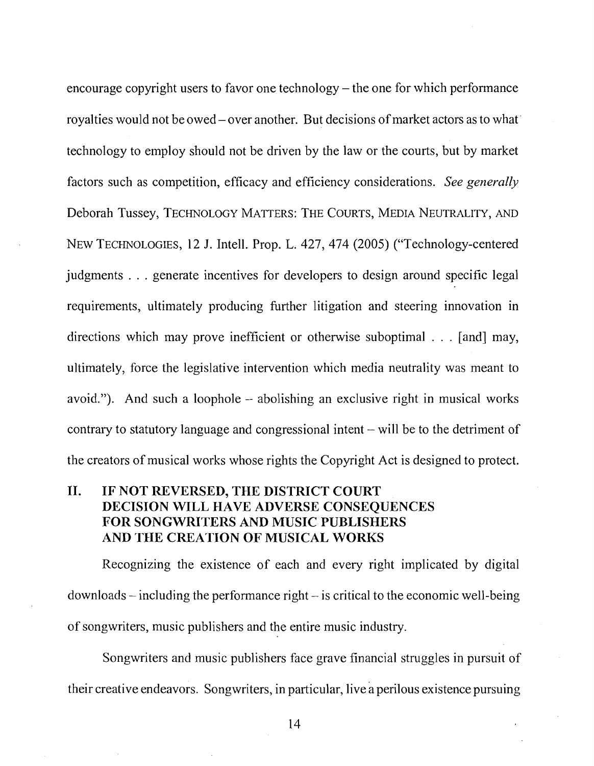encourage copyright users to favor one technology – the one for which performance royalties would not be owed – over another. But decisions of market actors as to what technology to employ should not be driven by the law or the courts, but by market factors such as competition, efficacy and efficiency considerations. *See generally* Deborah Tussey, TECHNOLOGY MATTERS: THE COURTS, MEDIA NEUTRALITY, AND NEW TECHNOLOGIES, 12 J. Intell. Prop. L. 427, 474 (2005) ("Technology-centered judgments . . . generate incentives for developers to design around specific legal requirements, ultimately producing further litigation and steering innovation in directions which may prove inefficient or otherwise suboptimal . . . [and] may, ultimately, force the legislative intervention which media neutrality was meant to avoid."). And such a loophole -- abolishing an exclusive right in musical works contrary to statutory language and congressional intent – will be to the detriment of the creators of musical works whose rights the Copyright Act is designed to protect.

## II. IF NOT REVERSED, THE DISTRICT COURT DECISION WILL HAVE ADVERSE CONSEQUENCES FOR SONGWRITERS AND MUSIC PUBLISHERS AND THE CREATION OF MUSICAL WORKS

Recognizing the existence of each and every right implicated by digital downloads – including the performance right – is critical to the economic well-being of songwriters, music publishers and the entire music industry.

Songwriters and music publishers face grave financial struggles in pursuit of their creative endeavors. Songwriters, in particular, live a perilous existence pursuing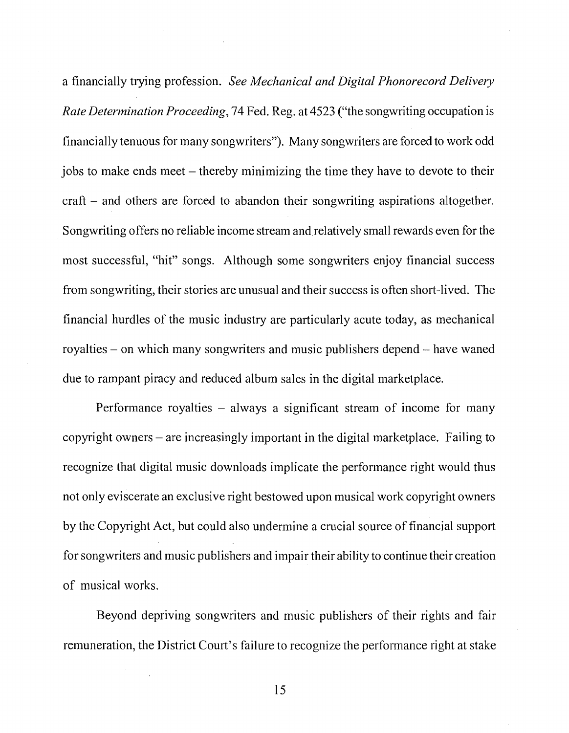a financially trying profession. *See Mechanical and Digital Phonorecord Delivery Rate Determination Proceeding*, 74 Fed. Reg. at 4523 ("the songwriting occupation is financially tenuous for many songwriters"). Many songwriters are forced to work odd jobs to make ends meet – thereby minimizing the time they have to devote to their craft – and others are forced to abandon their songwriting aspirations altogether. Songwriting offers no reliable income stream and relatively small rewards even for the most successful, "hit" songs. Although some songwriters enjoy financial success from songwriting, their stories are unusual and their success is often short-lived. The financial hurdles of the music industry are particularly acute today, as mechanical royalties – on which many songwriters and music publishers depend – have waned due to rampant piracy and reduced album sales in the digital marketplace.

Performance royalties – always a significant stream of income for many copyright owners – are increasingly important in the digital marketplace. Failing to recognize that digital music downloads implicate the performance right would thus not only eviscerate an exclusive right bestowed upon musical work copyright owners by the Copyright Act, but could also undermine a crucial source of financial support for songwriters and music publishers and impair their ability to continue their creation of musical works.

Beyond depriving songwriters and music publishers of their rights and fair remuneration, the District Court's failure to recognize the performance right at stake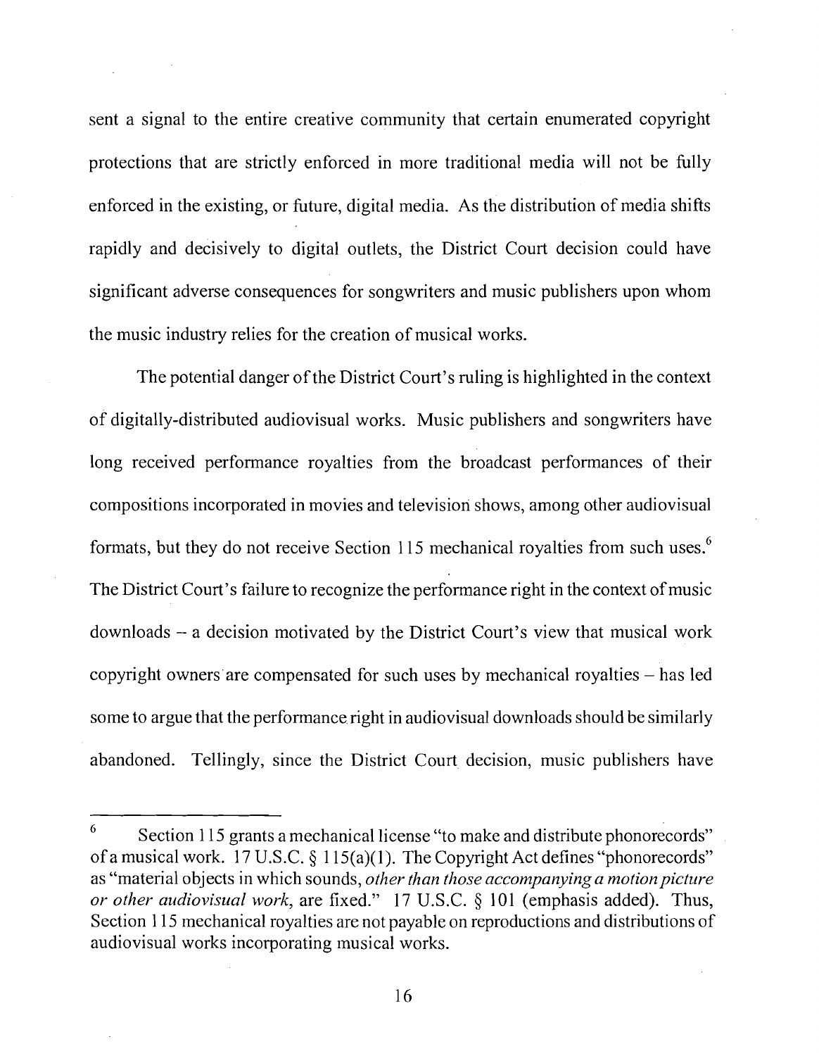sent a signal to the entire creative community that certain enumerated copyright protections that are strictly enforced in more traditional media will not be fully enforced in the existing, or future, digital media. As the distribution of media shifts rapidly and decisively to digital outlets, the District Court decision could have significant adverse consequences for songwriters and music publishers upon whom the music industry relies for the creation of musical works.

The potential danger of the District Court's ruling is highlighted in the context of digitally-distributed audiovisual works. Music publishers and songwriters have long received performance royalties from the broadcast performances of their compositions incorporated in movies and television shows, among other audiovisual formats, but they do not receive Section 115 mechanical royalties from such uses.[6] The District Court's failure to recognize the performance right in the context of music downloads – a decision motivated by the District Court's view that musical work copyright owners are compensated for such uses by mechanical royalties – has led some to argue that the performance right in audiovisual downloads should be similarly abandoned. Tellingly, since the District Court decision, music publishers have

---

[6] Section 115 grants a mechanical license "to make and distribute phonorecords" of a musical work. 17 U.S.C. § 115(a)(1). The Copyright Act defines "phonorecords" as "material objects in which sounds, *other than those accompanying a motion picture or other audiovisual work*, are fixed." 17 U.S.C. § 101 (emphasis added). Thus, Section 115 mechanical royalties are not payable on reproductions and distributions of audiovisual works incorporating musical works.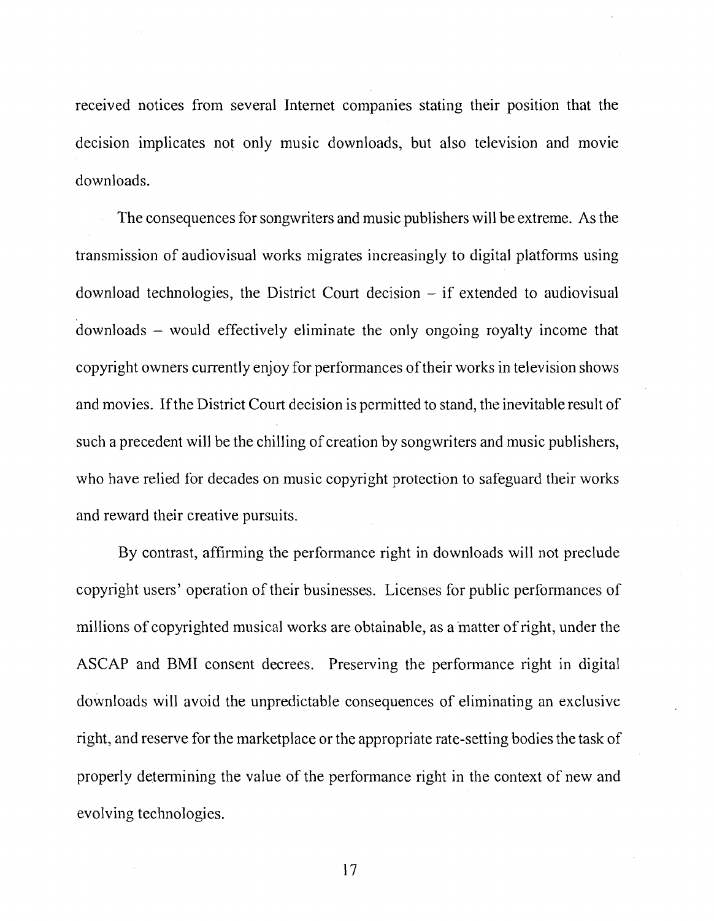received notices from several Internet companies stating their position that the decision implicates not only music downloads, but also television and movie downloads.

The consequences for songwriters and music publishers will be extreme. As the transmission of audiovisual works migrates increasingly to digital platforms using download technologies, the District Court decision – if extended to audiovisual downloads – would effectively eliminate the only ongoing royalty income that copyright owners currently enjoy for performances of their works in television shows and movies. If the District Court decision is permitted to stand, the inevitable result of such a precedent will be the chilling of creation by songwriters and music publishers, who have relied for decades on music copyright protection to safeguard their works and reward their creative pursuits.

By contrast, affirming the performance right in downloads will not preclude copyright users' operation of their businesses. Licenses for public performances of millions of copyrighted musical works are obtainable, as a matter of right, under the ASCAP and BMI consent decrees. Preserving the performance right in digital downloads will avoid the unpredictable consequences of eliminating an exclusive right, and reserve for the marketplace or the appropriate rate-setting bodies the task of properly determining the value of the performance right in the context of new and evolving technologies.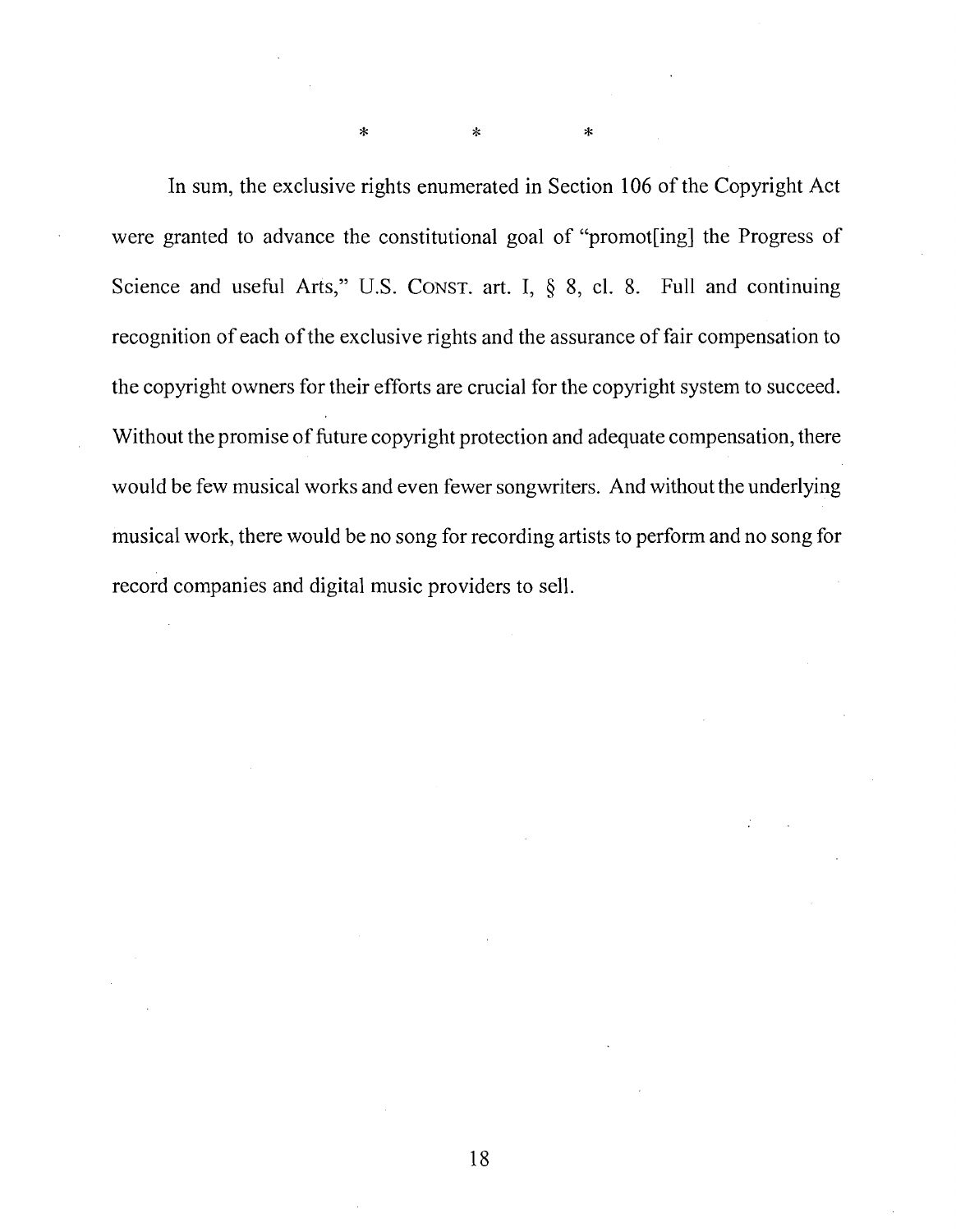\* \* \*

In sum, the exclusive rights enumerated in Section 106 of the Copyright Act were granted to advance the constitutional goal of "promot[ing] the Progress of Science and useful Arts," U.S. CONST. art. I, § 8, cl. 8. Full and continuing recognition of each of the exclusive rights and the assurance of fair compensation to the copyright owners for their efforts are crucial for the copyright system to succeed. Without the promise of future copyright protection and adequate compensation, there would be few musical works and even fewer songwriters. And without the underlying musical work, there would be no song for recording artists to perform and no song for record companies and digital music providers to sell.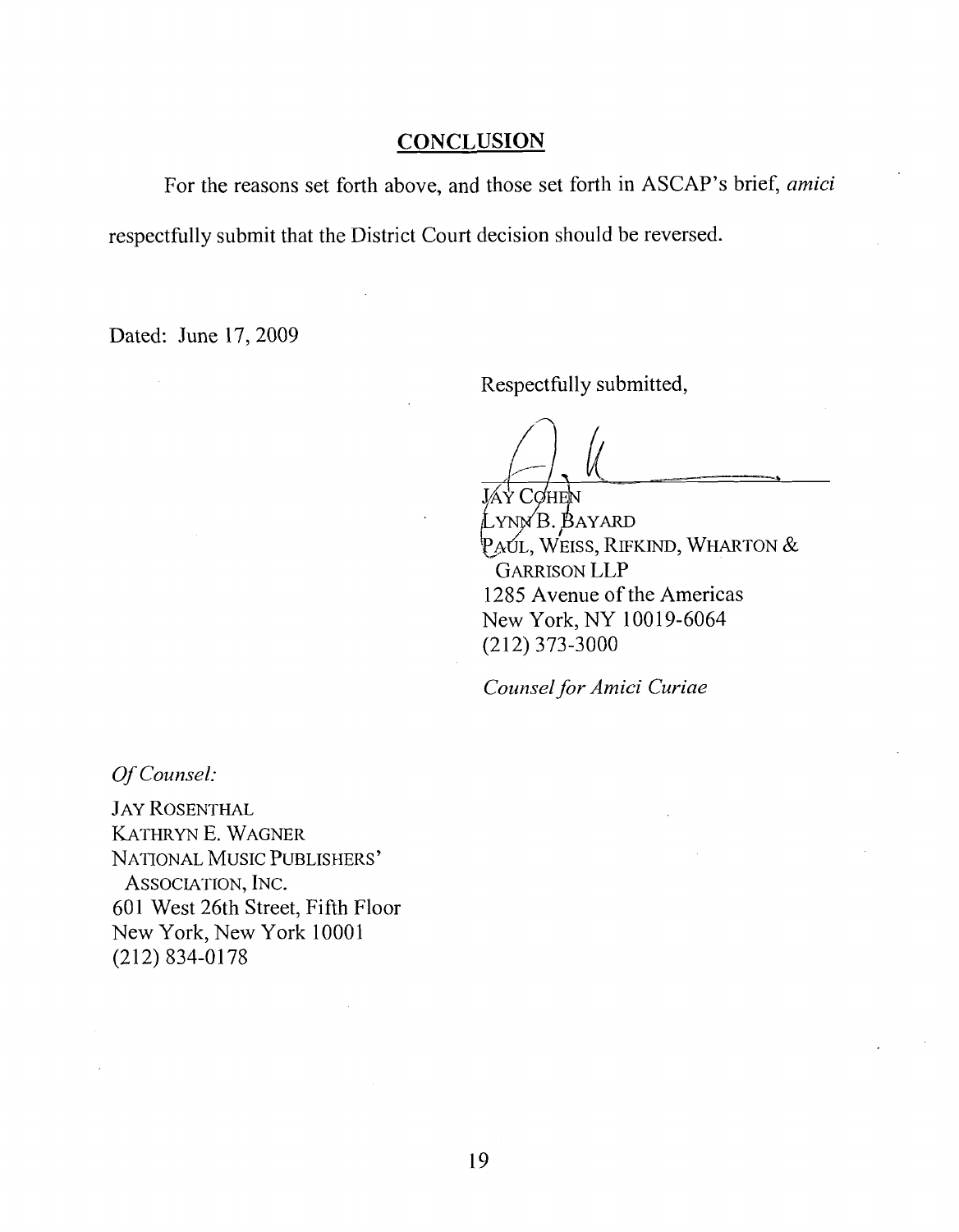## CONCLUSION

For the reasons set forth above, and those set forth in ASCAP's brief, *amici* respectfully submit that the District Court decision should be reversed.

Dated: June 17, 2009

Respectfully submitted,

JAY COHEN
LYNN B. BAYARD
PAUL, WEISS, RIFKIND, WHARTON & GARRISON LLP
1285 Avenue of the Americas
New York, NY 10019-6064
(212) 373-3000

*Counsel for Amici Curiae*

*Of Counsel:*

JAY ROSENTHAL
KATHRYN E. WAGNER
NATIONAL MUSIC PUBLISHERS' ASSOCIATION, INC.
601 West 26th Street, Fifth Floor
New York, New York 10001
(212) 834-0178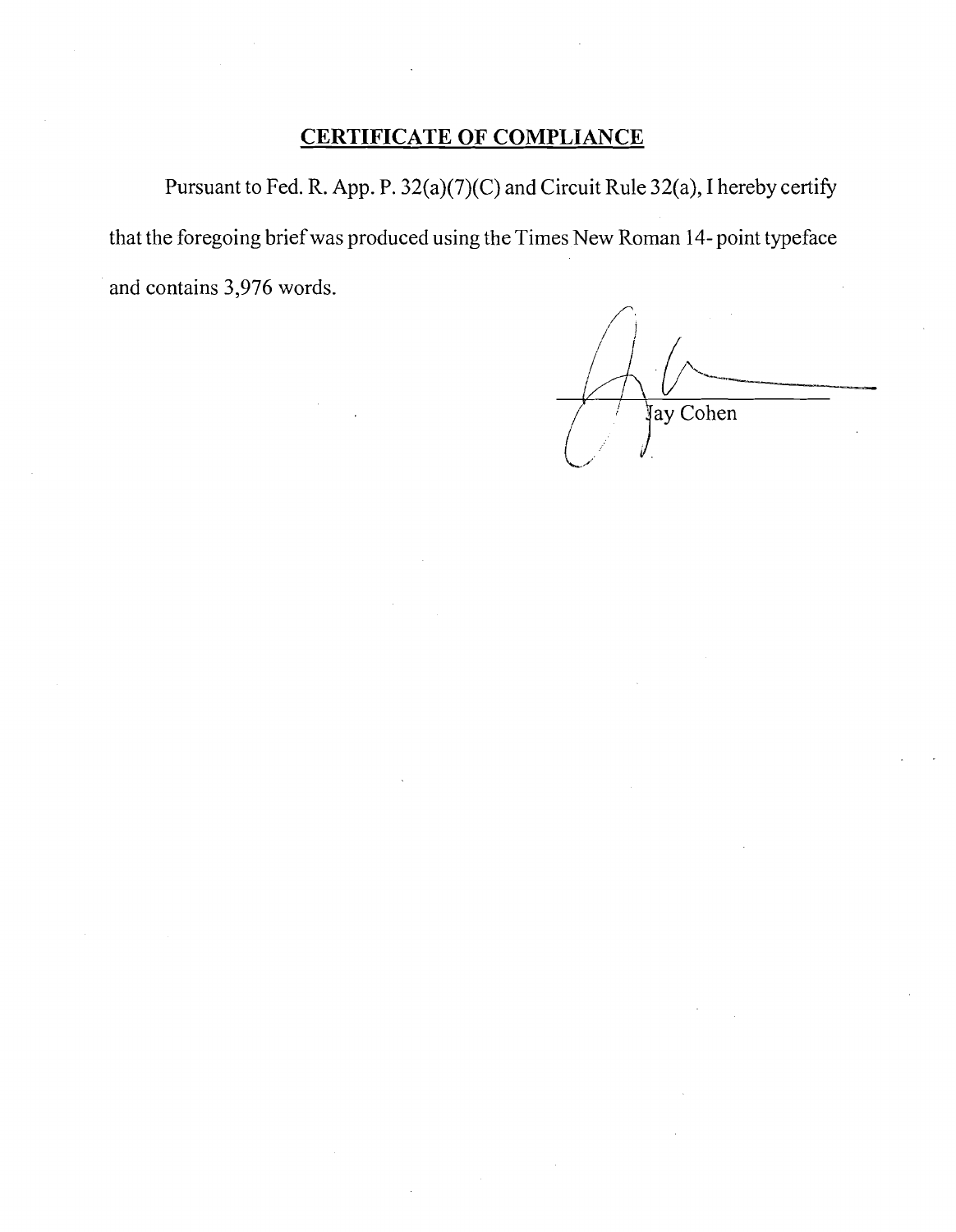## **CERTIFICATE OF COMPLIANCE**

Pursuant to Fed. R. App. P. 32(a)(7)(C) and Circuit Rule 32(a), I hereby certify that the foregoing brief was produced using the Times New Roman 14- point typeface and contains 3,976 words.

Jay Cohen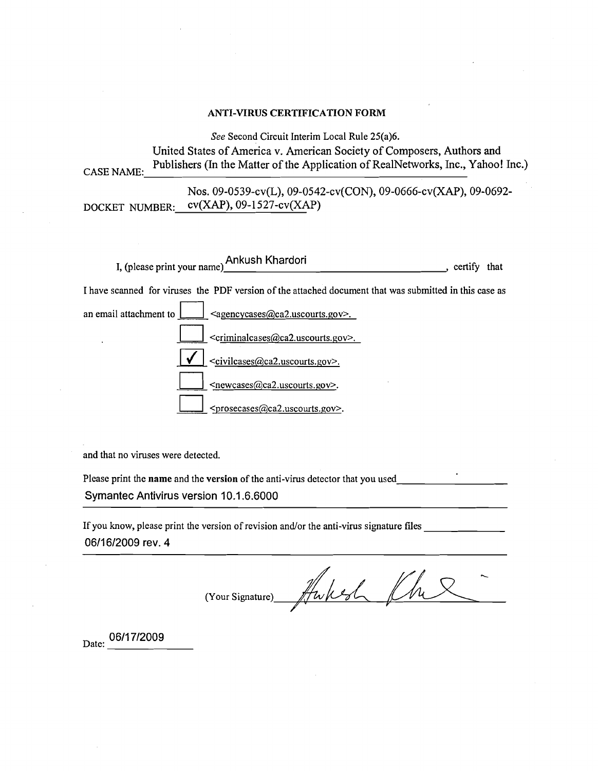**ANTI-VIRUS CERTIFICATION FORM**

*See* Second Circuit Interim Local Rule 25(a)6.

CASE NAME: United States of America v. American Society of Composers, Authors and Publishers (In the Matter of the Application of RealNetworks, Inc., Yahoo! Inc.)

DOCKET NUMBER: Nos. 09-0539-cv(L), 09-0542-cv(CON), 09-0666-cv(XAP), 09-0692-cv(XAP), 09-1527-cv(XAP)

I, (please print your name) Ankush Khardori, certify that

I have scanned for viruses the PDF version of the attached document that was submitted in this case as an email attachment to

- [ ] <agencycases@ca2.uscourts.gov>.
- [ ] <criminalcases@ca2.uscourts.gov>.
- [x] <civilcases@ca2.uscourts.gov>.
- [ ] <newcases@ca2.uscourts.gov>.
- [ ] <prosecases@ca2.uscourts.gov>.

and that no viruses were detected.

Please print the **name** and the **version** of the anti-virus detector that you used

Symantec Antivirus version 10.1.6.6000

If you know, please print the version of revision and/or the anti-virus signature files

06/16/2009 rev. 4

(Your Signature) [signature]

Date: 06/17/2009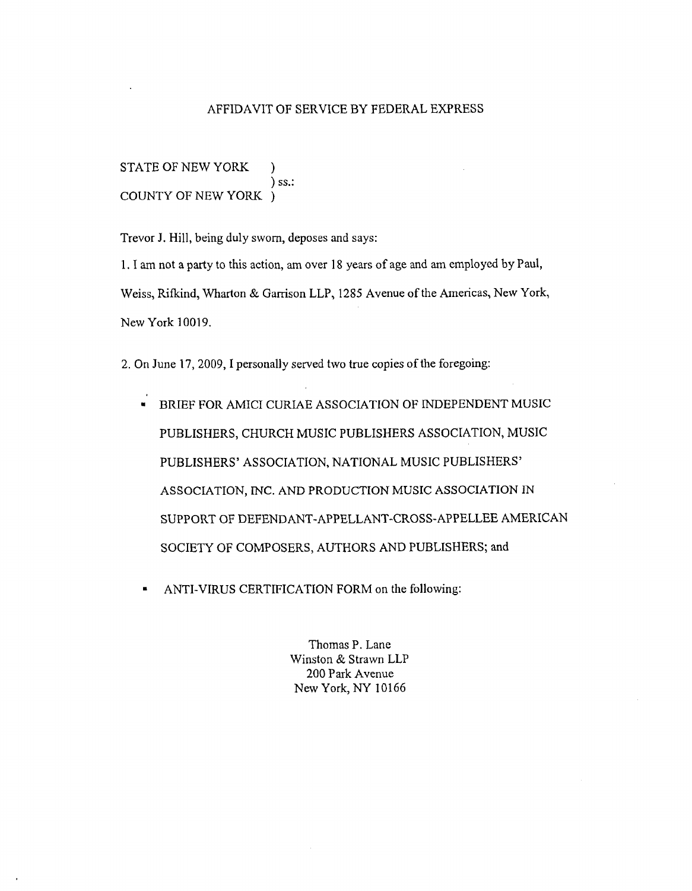# AFFIDAVIT OF SERVICE BY FEDERAL EXPRESS

STATE OF NEW YORK )
) ss.:
COUNTY OF NEW YORK )

Trevor J. Hill, being duly sworn, deposes and says:

1. I am not a party to this action, am over 18 years of age and am employed by Paul, Weiss, Rifkind, Wharton & Garrison LLP, 1285 Avenue of the Americas, New York, New York 10019.

2. On June 17, 2009, I personally served two true copies of the foregoing:

- BRIEF FOR AMICI CURIAE ASSOCIATION OF INDEPENDENT MUSIC PUBLISHERS, CHURCH MUSIC PUBLISHERS ASSOCIATION, MUSIC PUBLISHERS' ASSOCIATION, NATIONAL MUSIC PUBLISHERS' ASSOCIATION, INC. AND PRODUCTION MUSIC ASSOCIATION IN SUPPORT OF DEFENDANT-APPELLANT-CROSS-APPELLEE AMERICAN SOCIETY OF COMPOSERS, AUTHORS AND PUBLISHERS; and

- ANTI-VIRUS CERTIFICATION FORM on the following:

Thomas P. Lane
Winston & Strawn LLP
200 Park Avenue
New York, NY 10166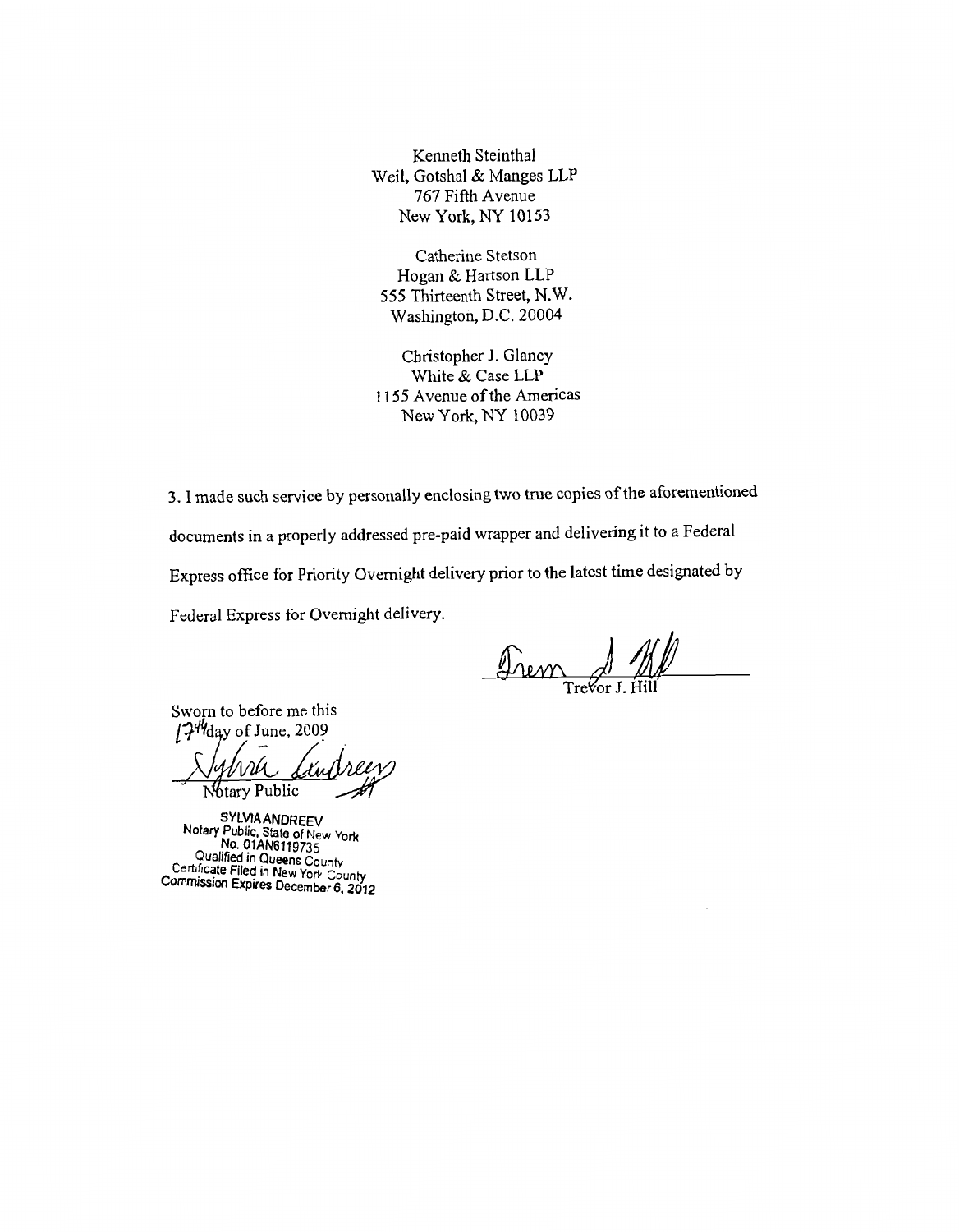Kenneth Steinthal
Weil, Gotshal & Manges LLP
767 Fifth Avenue
New York, NY 10153

Catherine Stetson
Hogan & Hartson LLP
555 Thirteenth Street, N.W.
Washington, D.C. 20004

Christopher J. Glancy
White & Case LLP
1155 Avenue of the Americas
New York, NY 10039

3. I made such service by personally enclosing two true copies of the aforementioned documents in a properly addressed pre-paid wrapper and delivering it to a Federal Express office for Priority Overnight delivery prior to the latest time designated by Federal Express for Overnight delivery.

Trevor J. Hill

Sworn to before me this
17th day of June, 2009

Notary Public

SYLVIA ANDREEV
Notary Public, State of New York
No. 01AN6119735
Qualified in Queens County
Certificate Filed in New York County
Commission Expires December 6, 2012